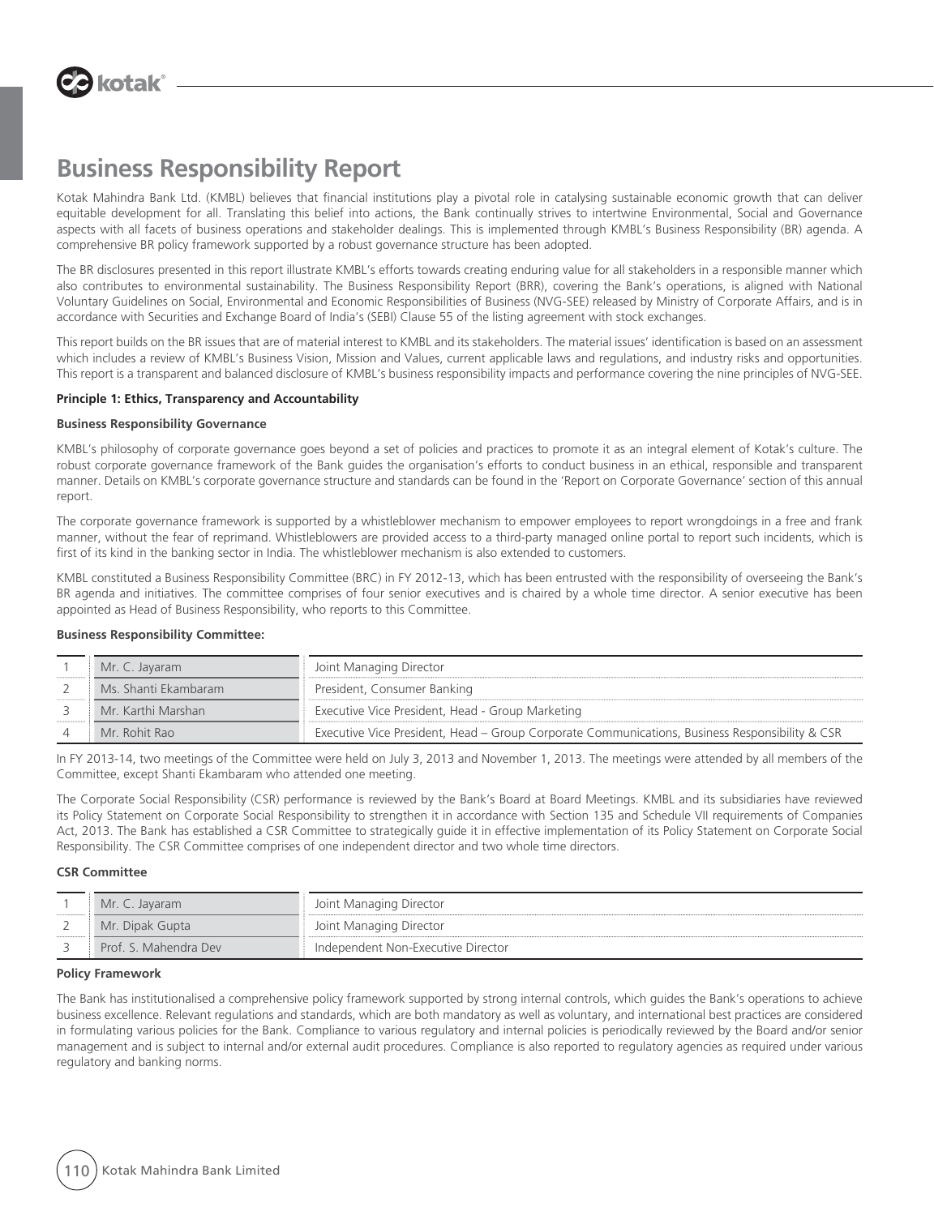# Business Responsibility Report

Kotak Mahindra Bank Ltd. (KMBL) believes that financial institutions play a pivotal role in catalysing sustainable economic growth that can deliver equitable development for all. Translating this belief into actions, the Bank continually strives to intertwine Environmental, Social and Governance aspects with all facets of business operations and stakeholder dealings. This is implemented through KMBL's Business Responsibility (BR) agenda. A comprehensive BR policy framework supported by a robust governance structure has been adopted.

The BR disclosures presented in this report illustrate KMBL's efforts towards creating enduring value for all stakeholders in a responsible manner which also contributes to environmental sustainability. The Business Responsibility Report (BRR), covering the Bank's operations, is aligned with National Voluntary Guidelines on Social, Environmental and Economic Responsibilities of Business (NVG-SEE) released by Ministry of Corporate Affairs, and is in accordance with Securities and Exchange Board of India's (SEBI) Clause 55 of the listing agreement with stock exchanges.

This report builds on the BR issues that are of material interest to KMBL and its stakeholders. The material issues' identification is based on an assessment which includes a review of KMBL's Business Vision, Mission and Values, current applicable laws and regulations, and industry risks and opportunities. This report is a transparent and balanced disclosure of KMBL's business responsibility impacts and performance covering the nine principles of NVG-SEE.

**Principle 1: Ethics, Transparency and Accountability**

**Business Responsibility Governance**

KMBL's philosophy of corporate governance goes beyond a set of policies and practices to promote it as an integral element of Kotak's culture. The robust corporate governance framework of the Bank guides the organisation's efforts to conduct business in an ethical, responsible and transparent manner. Details on KMBL's corporate governance structure and standards can be found in the 'Report on Corporate Governance' section of this annual report.

The corporate governance framework is supported by a whistleblower mechanism to empower employees to report wrongdoings in a free and frank manner, without the fear of reprimand. Whistleblowers are provided access to a third-party managed online portal to report such incidents, which is first of its kind in the banking sector in India. The whistleblower mechanism is also extended to customers.

KMBL constituted a Business Responsibility Committee (BRC) in FY 2012-13, which has been entrusted with the responsibility of overseeing the Bank's BR agenda and initiatives. The committee comprises of four senior executives and is chaired by a whole time director. A senior executive has been appointed as Head of Business Responsibility, who reports to this Committee.

**Business Responsibility Committee:**

| | | |
|---|---|---|
| 1 | Mr. C. Jayaram | Joint Managing Director |
| 2 | Ms. Shanti Ekambaram | President, Consumer Banking |
| 3 | Mr. Karthi Marshan | Executive Vice President, Head - Group Marketing |
| 4 | Mr. Rohit Rao | Executive Vice President, Head – Group Corporate Communications, Business Responsibility & CSR |

In FY 2013-14, two meetings of the Committee were held on July 3, 2013 and November 1, 2013. The meetings were attended by all members of the Committee, except Shanti Ekambaram who attended one meeting.

The Corporate Social Responsibility (CSR) performance is reviewed by the Bank's Board at Board Meetings. KMBL and its subsidiaries have reviewed its Policy Statement on Corporate Social Responsibility to strengthen it in accordance with Section 135 and Schedule VII requirements of Companies Act, 2013. The Bank has established a CSR Committee to strategically guide it in effective implementation of its Policy Statement on Corporate Social Responsibility. The CSR Committee comprises of one independent director and two whole time directors.

**CSR Committee**

| | | |
|---|---|---|
| 1 | Mr. C. Jayaram | Joint Managing Director |
| 2 | Mr. Dipak Gupta | Joint Managing Director |
| 3 | Prof. S. Mahendra Dev | Independent Non-Executive Director |

**Policy Framework**

The Bank has institutionalised a comprehensive policy framework supported by strong internal controls, which guides the Bank's operations to achieve business excellence. Relevant regulations and standards, which are both mandatory as well as voluntary, and international best practices are considered in formulating various policies for the Bank. Compliance to various regulatory and internal policies is periodically reviewed by the Board and/or senior management and is subject to internal and/or external audit procedures. Compliance is also reported to regulatory agencies as required under various regulatory and banking norms.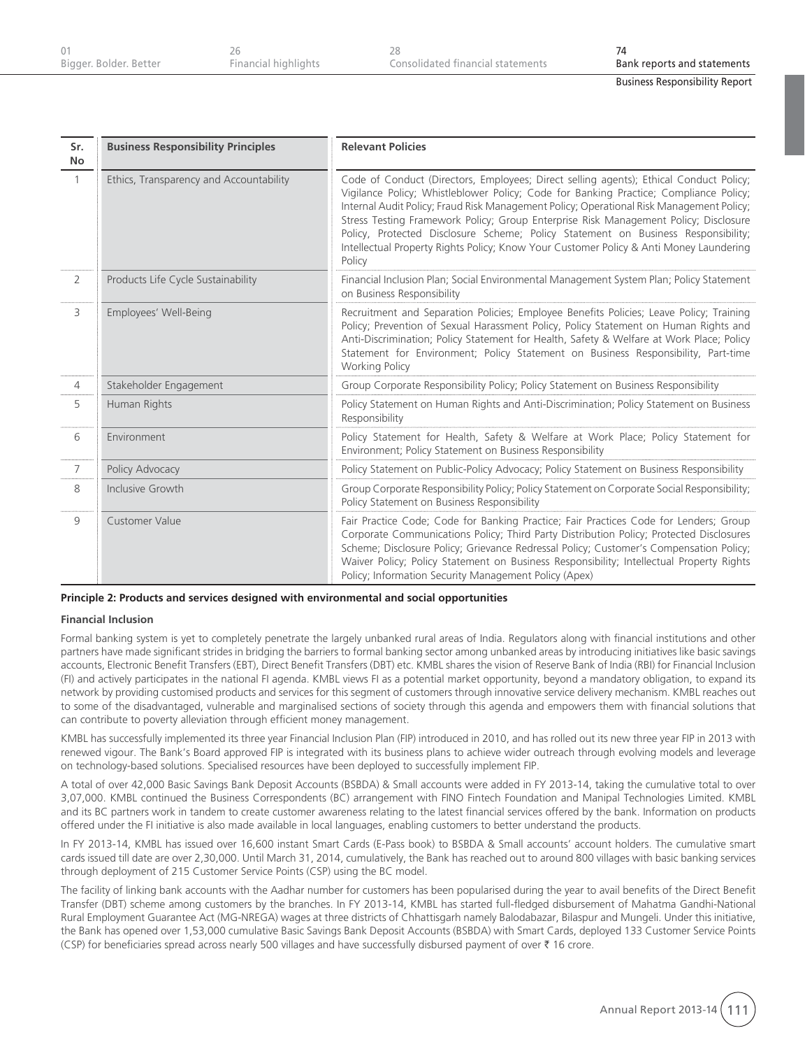| Sr. No | Business Responsibility Principles | Relevant Policies |
|---|---|---|
| 1 | Ethics, Transparency and Accountability | Code of Conduct (Directors, Employees; Direct selling agents); Ethical Conduct Policy; Vigilance Policy; Whistleblower Policy; Code for Banking Practice; Compliance Policy; Internal Audit Policy; Fraud Risk Management Policy; Operational Risk Management Policy; Stress Testing Framework Policy; Group Enterprise Risk Management Policy; Disclosure Policy, Protected Disclosure Scheme; Policy Statement on Business Responsibility; Intellectual Property Rights Policy; Know Your Customer Policy & Anti Money Laundering Policy |
| 2 | Products Life Cycle Sustainability | Financial Inclusion Plan; Social Environmental Management System Plan; Policy Statement on Business Responsibility |
| 3 | Employees' Well-Being | Recruitment and Separation Policies; Employee Benefits Policies; Leave Policy; Training Policy; Prevention of Sexual Harassment Policy, Policy Statement on Human Rights and Anti-Discrimination; Policy Statement for Health, Safety & Welfare at Work Place; Policy Statement for Environment; Policy Statement on Business Responsibility, Part-time Working Policy |
| 4 | Stakeholder Engagement | Group Corporate Responsibility Policy; Policy Statement on Business Responsibility |
| 5 | Human Rights | Policy Statement on Human Rights and Anti-Discrimination; Policy Statement on Business Responsibility |
| 6 | Environment | Policy Statement for Health, Safety & Welfare at Work Place; Policy Statement for Environment; Policy Statement on Business Responsibility |
| 7 | Policy Advocacy | Policy Statement on Public-Policy Advocacy; Policy Statement on Business Responsibility |
| 8 | Inclusive Growth | Group Corporate Responsibility Policy; Policy Statement on Corporate Social Responsibility; Policy Statement on Business Responsibility |
| 9 | Customer Value | Fair Practice Code; Code for Banking Practice; Fair Practices Code for Lenders; Group Corporate Communications Policy; Third Party Distribution Policy; Protected Disclosures Scheme; Disclosure Policy; Grievance Redressal Policy; Customer's Compensation Policy; Waiver Policy; Policy Statement on Business Responsibility; Intellectual Property Rights Policy; Information Security Management Policy (Apex) |

**Principle 2: Products and services designed with environmental and social opportunities**

**Financial Inclusion**

Formal banking system is yet to completely penetrate the largely unbanked rural areas of India. Regulators along with financial institutions and other partners have made significant strides in bridging the barriers to formal banking sector among unbanked areas by introducing initiatives like basic savings accounts, Electronic Benefit Transfers (EBT), Direct Benefit Transfers (DBT) etc. KMBL shares the vision of Reserve Bank of India (RBI) for Financial Inclusion (FI) and actively participates in the national FI agenda. KMBL views FI as a potential market opportunity, beyond a mandatory obligation, to expand its network by providing customised products and services for this segment of customers through innovative service delivery mechanism. KMBL reaches out to some of the disadvantaged, vulnerable and marginalised sections of society through this agenda and empowers them with financial solutions that can contribute to poverty alleviation through efficient money management.

KMBL has successfully implemented its three year Financial Inclusion Plan (FIP) introduced in 2010, and has rolled out its new three year FIP in 2013 with renewed vigour. The Bank's Board approved FIP is integrated with its business plans to achieve wider outreach through evolving models and leverage on technology-based solutions. Specialised resources have been deployed to successfully implement FIP.

A total of over 42,000 Basic Savings Bank Deposit Accounts (BSBDA) & Small accounts were added in FY 2013-14, taking the cumulative total to over 3,07,000. KMBL continued the Business Correspondents (BC) arrangement with FINO Fintech Foundation and Manipal Technologies Limited. KMBL and its BC partners work in tandem to create customer awareness relating to the latest financial services offered by the bank. Information on products offered under the FI initiative is also made available in local languages, enabling customers to better understand the products.

In FY 2013-14, KMBL has issued over 16,600 instant Smart Cards (E-Pass book) to BSBDA & Small accounts' account holders. The cumulative smart cards issued till date are over 2,30,000. Until March 31, 2014, cumulatively, the Bank has reached out to around 800 villages with basic banking services through deployment of 215 Customer Service Points (CSP) using the BC model.

The facility of linking bank accounts with the Aadhar number for customers has been popularised during the year to avail benefits of the Direct Benefit Transfer (DBT) scheme among customers by the branches. In FY 2013-14, KMBL has started full-fledged disbursement of Mahatma Gandhi-National Rural Employment Guarantee Act (MG-NREGA) wages at three districts of Chhattisgarh namely Balodabazar, Bilaspur and Mungeli. Under this initiative, the Bank has opened over 1,53,000 cumulative Basic Savings Bank Deposit Accounts (BSBDA) with Smart Cards, deployed 133 Customer Service Points (CSP) for beneficiaries spread across nearly 500 villages and have successfully disbursed payment of over ₹ 16 crore.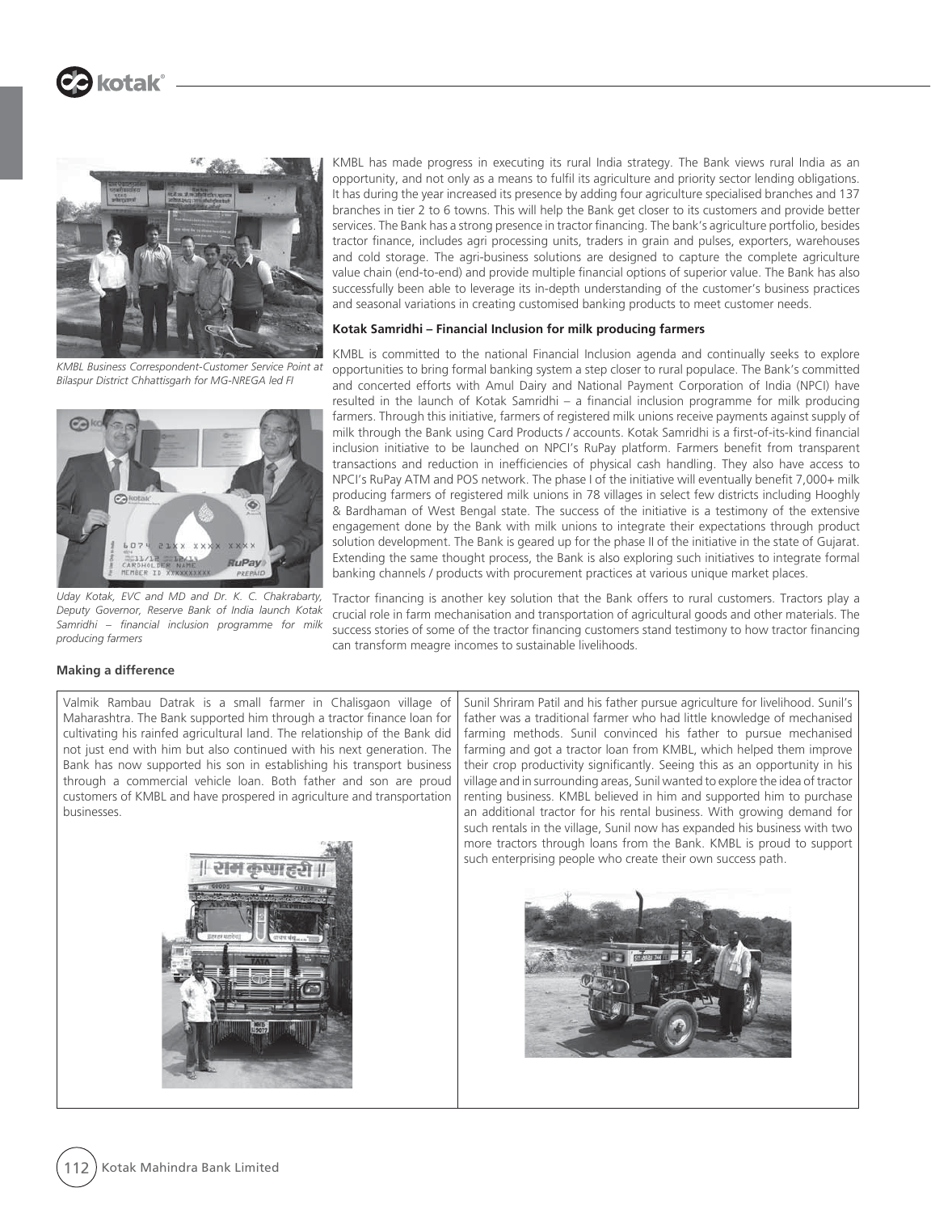KMBL has made progress in executing its rural India strategy. The Bank views rural India as an opportunity, and not only as a means to fulfil its agriculture and priority sector lending obligations. It has during the year increased its presence by adding four agriculture specialised branches and 137 branches in tier 2 to 6 towns. This will help the Bank get closer to its customers and provide better services. The Bank has a strong presence in tractor financing. The bank's agriculture portfolio, besides tractor finance, includes agri processing units, traders in grain and pulses, exporters, warehouses and cold storage. The agri-business solutions are designed to capture the complete agriculture value chain (end-to-end) and provide multiple financial options of superior value. The Bank has also successfully been able to leverage its in-depth understanding of the customer's business practices and seasonal variations in creating customised banking products to meet customer needs.

*KMBL Business Correspondent-Customer Service Point at Bilaspur District Chhattisgarh for MG-NREGA led FI*

**Kotak Samridhi – Financial Inclusion for milk producing farmers**

KMBL is committed to the national Financial Inclusion agenda and continually seeks to explore opportunities to bring formal banking system a step closer to rural populace. The Bank's committed and concerted efforts with Amul Dairy and National Payment Corporation of India (NPCI) have resulted in the launch of Kotak Samridhi – a financial inclusion programme for milk producing farmers. Through this initiative, farmers of registered milk unions receive payments against supply of milk through the Bank using Card Products / accounts. Kotak Samridhi is a first-of-its-kind financial inclusion initiative to be launched on NPCI's RuPay platform. Farmers benefit from transparent transactions and reduction in inefficiencies of physical cash handling. They also have access to NPCI's RuPay ATM and POS network. The phase I of the initiative will eventually benefit 7,000+ milk producing farmers of registered milk unions in 78 villages in select few districts including Hooghly & Bardhaman of West Bengal state. The success of the initiative is a testimony of the extensive engagement done by the Bank with milk unions to integrate their expectations through product solution development. The Bank is geared up for the phase II of the initiative in the state of Gujarat. Extending the same thought process, the Bank is also exploring such initiatives to integrate formal banking channels / products with procurement practices at various unique market places.

*Uday Kotak, EVC and MD and Dr. K. C. Chakrabarty, Deputy Governor, Reserve Bank of India launch Kotak Samridhi – financial inclusion programme for milk producing farmers*

Tractor financing is another key solution that the Bank offers to rural customers. Tractors play a crucial role in farm mechanisation and transportation of agricultural goods and other materials. The success stories of some of the tractor financing customers stand testimony to how tractor financing can transform meagre incomes to sustainable livelihoods.

**Making a difference**

Valmik Rambau Datrak is a small farmer in Chalisgaon village of Maharashtra. The Bank supported him through a tractor finance loan for cultivating his rainfed agricultural land. The relationship of the Bank did not just end with him but also continued with his next generation. The Bank has now supported his son in establishing his transport business through a commercial vehicle loan. Both father and son are proud customers of KMBL and have prospered in agriculture and transportation businesses.

Sunil Shriram Patil and his father pursue agriculture for livelihood. Sunil's father was a traditional farmer who had little knowledge of mechanised farming methods. Sunil convinced his father to pursue mechanised farming and got a tractor loan from KMBL, which helped them improve their crop productivity significantly. Seeing this as an opportunity in his village and in surrounding areas, Sunil wanted to explore the idea of tractor renting business. KMBL believed in him and supported him to purchase an additional tractor for his rental business. With growing demand for such rentals in the village, Sunil now has expanded his business with two more tractors through loans from the Bank. KMBL is proud to support such enterprising people who create their own success path.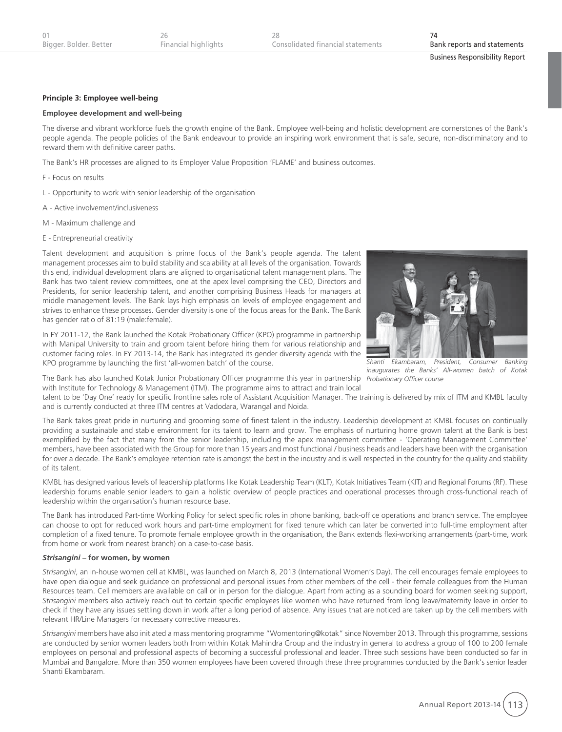**Principle 3: Employee well-being**

**Employee development and well-being**

The diverse and vibrant workforce fuels the growth engine of the Bank. Employee well-being and holistic development are cornerstones of the Bank's people agenda. The people policies of the Bank endeavour to provide an inspiring work environment that is safe, secure, non-discriminatory and to reward them with definitive career paths.

The Bank's HR processes are aligned to its Employer Value Proposition 'FLAME' and business outcomes.

F - Focus on results

L - Opportunity to work with senior leadership of the organisation

A - Active involvement/inclusiveness

M - Maximum challenge and

E - Entrepreneurial creativity

Talent development and acquisition is prime focus of the Bank's people agenda. The talent management processes aim to build stability and scalability at all levels of the organisation. Towards this end, individual development plans are aligned to organisational talent management plans. The Bank has two talent review committees, one at the apex level comprising the CEO, Directors and Presidents, for senior leadership talent, and another comprising Business Heads for managers at middle management levels. The Bank lays high emphasis on levels of employee engagement and strives to enhance these processes. Gender diversity is one of the focus areas for the Bank. The Bank has gender ratio of 81:19 (male:female).

In FY 2011-12, the Bank launched the Kotak Probationary Officer (KPO) programme in partnership with Manipal University to train and groom talent before hiring them for various relationship and customer facing roles. In FY 2013-14, the Bank has integrated its gender diversity agenda with the KPO programme by launching the first 'all-women batch' of the course.

*Shanti Ekambaram, President, Consumer Banking inaugurates the Banks' All-women batch of Kotak Probationary Officer course*

The Bank has also launched Kotak Junior Probationary Officer programme this year in partnership with Institute for Technology & Management (ITM). The programme aims to attract and train local talent to be 'Day One' ready for specific frontline sales role of Assistant Acquisition Manager. The training is delivered by mix of ITM and KMBL faculty and is currently conducted at three ITM centres at Vadodara, Warangal and Noida.

The Bank takes great pride in nurturing and grooming some of finest talent in the industry. Leadership development at KMBL focuses on continually providing a sustainable and stable environment for its talent to learn and grow. The emphasis of nurturing home grown talent at the Bank is best exemplified by the fact that many from the senior leadership, including the apex management committee - 'Operating Management Committee' members, have been associated with the Group for more than 15 years and most functional / business heads and leaders have been with the organisation for over a decade. The Bank's employee retention rate is amongst the best in the industry and is well respected in the country for the quality and stability of its talent.

KMBL has designed various levels of leadership platforms like Kotak Leadership Team (KLT), Kotak Initiatives Team (KIT) and Regional Forums (RF). These leadership forums enable senior leaders to gain a holistic overview of people practices and operational processes through cross-functional reach of leadership within the organisation's human resource base.

The Bank has introduced Part-time Working Policy for select specific roles in phone banking, back-office operations and branch service. The employee can choose to opt for reduced work hours and part-time employment for fixed tenure which can later be converted into full-time employment after completion of a fixed tenure. To promote female employee growth in the organisation, the Bank extends flexi-working arrangements (part-time, work from home or work from nearest branch) on a case-to-case basis.

***Strisangini* – for women, by women**

*Strisangini*, an in-house women cell at KMBL, was launched on March 8, 2013 (International Women's Day). The cell encourages female employees to have open dialogue and seek guidance on professional and personal issues from other members of the cell - their female colleagues from the Human Resources team. Cell members are available on call or in person for the dialogue. Apart from acting as a sounding board for women seeking support, *Strisangini* members also actively reach out to certain specific employees like women who have returned from long leave/maternity leave in order to check if they have any issues settling down in work after a long period of absence. Any issues that are noticed are taken up by the cell members with relevant HR/Line Managers for necessary corrective measures.

*Strisangini* members have also initiated a mass mentoring programme "Womentoring@kotak" since November 2013. Through this programme, sessions are conducted by senior women leaders both from within Kotak Mahindra Group and the industry in general to address a group of 100 to 200 female employees on personal and professional aspects of becoming a successful professional and leader. Three such sessions have been conducted so far in Mumbai and Bangalore. More than 350 women employees have been covered through these three programmes conducted by the Bank's senior leader Shanti Ekambaram.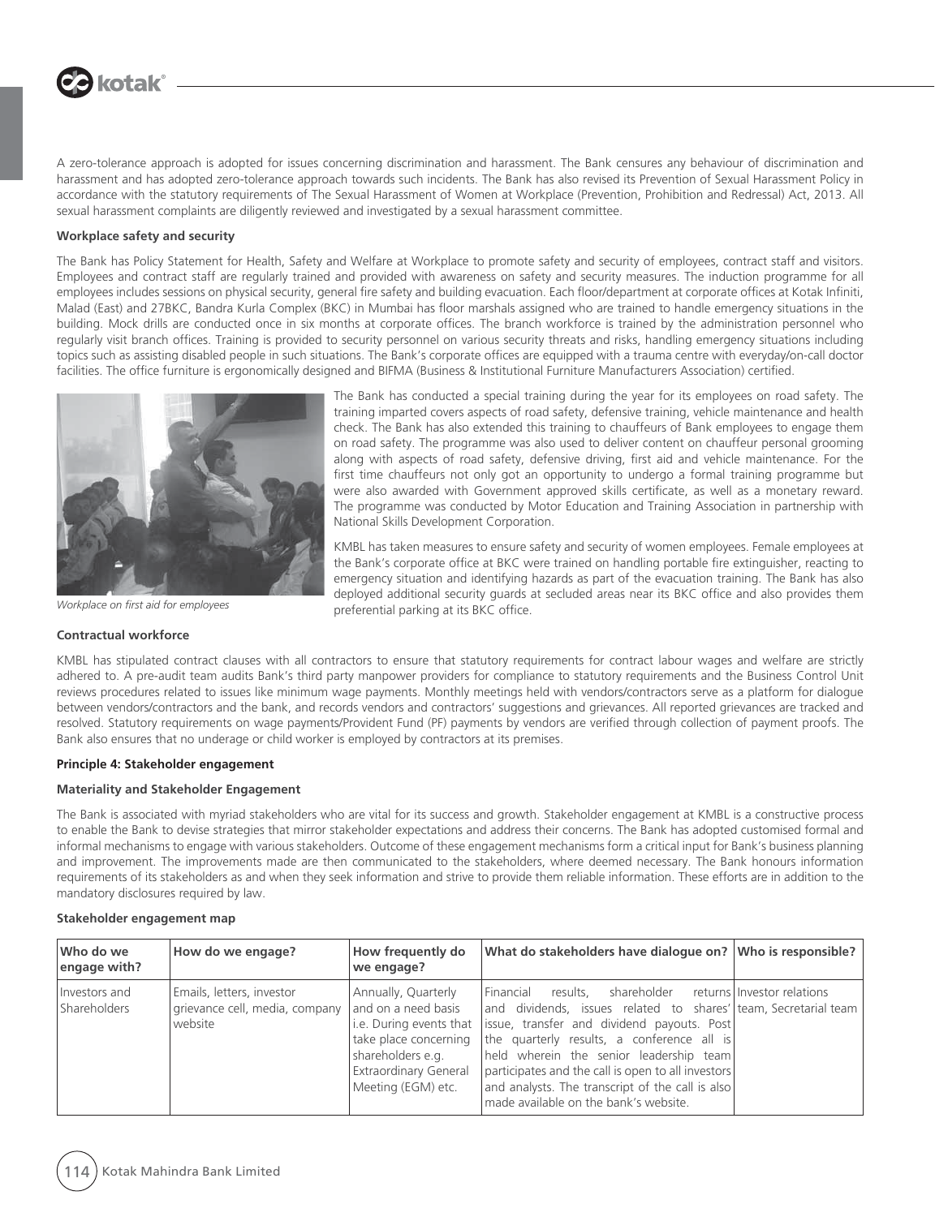A zero-tolerance approach is adopted for issues concerning discrimination and harassment. The Bank censures any behaviour of discrimination and harassment and has adopted zero-tolerance approach towards such incidents. The Bank has also revised its Prevention of Sexual Harassment Policy in accordance with the statutory requirements of The Sexual Harassment of Women at Workplace (Prevention, Prohibition and Redressal) Act, 2013. All sexual harassment complaints are diligently reviewed and investigated by a sexual harassment committee.

**Workplace safety and security**

The Bank has Policy Statement for Health, Safety and Welfare at Workplace to promote safety and security of employees, contract staff and visitors. Employees and contract staff are regularly trained and provided with awareness on safety and security measures. The induction programme for all employees includes sessions on physical security, general fire safety and building evacuation. Each floor/department at corporate offices at Kotak Infiniti, Malad (East) and 27BKC, Bandra Kurla Complex (BKC) in Mumbai has floor marshals assigned who are trained to handle emergency situations in the building. Mock drills are conducted once in six months at corporate offices. The branch workforce is trained by the administration personnel who regularly visit branch offices. Training is provided to security personnel on various security threats and risks, handling emergency situations including topics such as assisting disabled people in such situations. The Bank's corporate offices are equipped with a trauma centre with everyday/on-call doctor facilities. The office furniture is ergonomically designed and BIFMA (Business & Institutional Furniture Manufacturers Association) certified.

*Workplace on first aid for employees*

The Bank has conducted a special training during the year for its employees on road safety. The training imparted covers aspects of road safety, defensive training, vehicle maintenance and health check. The Bank has also extended this training to chauffeurs of Bank employees to engage them on road safety. The programme was also used to deliver content on chauffeur personal grooming along with aspects of road safety, defensive driving, first aid and vehicle maintenance. For the first time chauffeurs not only got an opportunity to undergo a formal training programme but were also awarded with Government approved skills certificate, as well as a monetary reward. The programme was conducted by Motor Education and Training Association in partnership with National Skills Development Corporation.

KMBL has taken measures to ensure safety and security of women employees. Female employees at the Bank's corporate office at BKC were trained on handling portable fire extinguisher, reacting to emergency situation and identifying hazards as part of the evacuation training. The Bank has also deployed additional security guards at secluded areas near its BKC office and also provides them preferential parking at its BKC office.

**Contractual workforce**

KMBL has stipulated contract clauses with all contractors to ensure that statutory requirements for contract labour wages and welfare are strictly adhered to. A pre-audit team audits Bank's third party manpower providers for compliance to statutory requirements and the Business Control Unit reviews procedures related to issues like minimum wage payments. Monthly meetings held with vendors/contractors serve as a platform for dialogue between vendors/contractors and the bank, and records vendors and contractors' suggestions and grievances. All reported grievances are tracked and resolved. Statutory requirements on wage payments/Provident Fund (PF) payments by vendors are verified through collection of payment proofs. The Bank also ensures that no underage or child worker is employed by contractors at its premises.

**Principle 4: Stakeholder engagement**

**Materiality and Stakeholder Engagement**

The Bank is associated with myriad stakeholders who are vital for its success and growth. Stakeholder engagement at KMBL is a constructive process to enable the Bank to devise strategies that mirror stakeholder expectations and address their concerns. The Bank has adopted customised formal and informal mechanisms to engage with various stakeholders. Outcome of these engagement mechanisms form a critical input for Bank's business planning and improvement. The improvements made are then communicated to the stakeholders, where deemed necessary. The Bank honours information requirements of its stakeholders as and when they seek information and strive to provide them reliable information. These efforts are in addition to the mandatory disclosures required by law.

**Stakeholder engagement map**

| Who do we engage with? | How do we engage? | How frequently do we engage? | What do stakeholders have dialogue on? | Who is responsible? |
|---|---|---|---|---|
| Investors and Shareholders | Emails, letters, investor grievance cell, media, company website | Annually, Quarterly and on a need basis i.e. During events that take place concerning shareholders e.g. Extraordinary General Meeting (EGM) etc. | Financial results, shareholder returns and dividends, issues related to shares' issue, transfer and dividend payouts. Post the quarterly results, a conference all is held wherein the senior leadership team participates and the call is open to all investors and analysts. The transcript of the call is also made available on the bank's website. | Investor relations team, Secretarial team |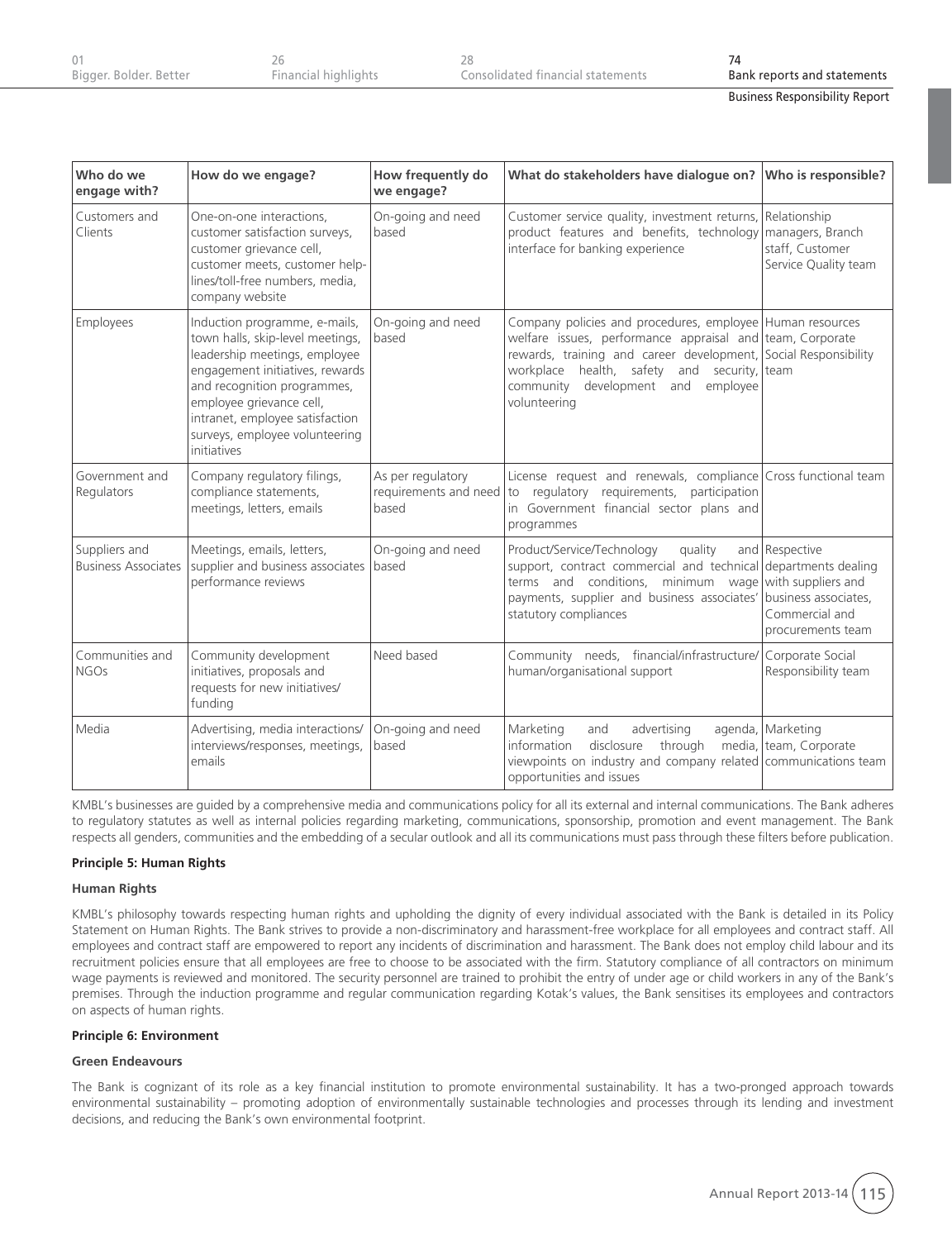| Who do we engage with? | How do we engage? | How frequently do we engage? | What do stakeholders have dialogue on? | Who is responsible? |
|---|---|---|---|---|
| Customers and Clients | One-on-one interactions, customer satisfaction surveys, customer grievance cell, customer meets, customer help-lines/toll-free numbers, media, company website | On-going and need based | Customer service quality, investment returns, product features and benefits, technology interface for banking experience | Relationship managers, Branch staff, Customer Service Quality team |
| Employees | Induction programme, e-mails, town halls, skip-level meetings, leadership meetings, employee engagement initiatives, rewards and recognition programmes, employee grievance cell, intranet, employee satisfaction surveys, employee volunteering initiatives | On-going and need based | Company policies and procedures, employee welfare issues, performance appraisal and rewards, training and career development, workplace health, safety and security, community development and employee volunteering | Human resources team, Corporate Social Responsibility team |
| Government and Regulators | Company regulatory filings, compliance statements, meetings, letters, emails | As per regulatory requirements and need based | License request and renewals, compliance to regulatory requirements, participation in Government financial sector plans and programmes | Cross functional team |
| Suppliers and Business Associates | Meetings, emails, letters, supplier and business associates performance reviews | On-going and need based | Product/Service/Technology quality and support, contract commercial and technical terms and conditions, minimum wage payments, supplier and business associates' statutory compliances | Respective departments dealing with suppliers and business associates, Commercial and procurements team |
| Communities and NGOs | Community development initiatives, proposals and requests for new initiatives/ funding | Need based | Community needs, financial/infrastructure/ human/organisational support | Corporate Social Responsibility team |
| Media | Advertising, media interactions/ interviews/responses, meetings, emails | On-going and need based | Marketing and advertising agenda, information disclosure through media, viewpoints on industry and company related opportunities and issues | Marketing team, Corporate communications team |

KMBL's businesses are guided by a comprehensive media and communications policy for all its external and internal communications. The Bank adheres to regulatory statutes as well as internal policies regarding marketing, communications, sponsorship, promotion and event management. The Bank respects all genders, communities and the embedding of a secular outlook and all its communications must pass through these filters before publication.

**Principle 5: Human Rights**

**Human Rights**

KMBL's philosophy towards respecting human rights and upholding the dignity of every individual associated with the Bank is detailed in its Policy Statement on Human Rights. The Bank strives to provide a non-discriminatory and harassment-free workplace for all employees and contract staff. All employees and contract staff are empowered to report any incidents of discrimination and harassment. The Bank does not employ child labour and its recruitment policies ensure that all employees are free to choose to be associated with the firm. Statutory compliance of all contractors on minimum wage payments is reviewed and monitored. The security personnel are trained to prohibit the entry of under age or child workers in any of the Bank's premises. Through the induction programme and regular communication regarding Kotak's values, the Bank sensitises its employees and contractors on aspects of human rights.

**Principle 6: Environment**

**Green Endeavours**

The Bank is cognizant of its role as a key financial institution to promote environmental sustainability. It has a two-pronged approach towards environmental sustainability – promoting adoption of environmentally sustainable technologies and processes through its lending and investment decisions, and reducing the Bank's own environmental footprint.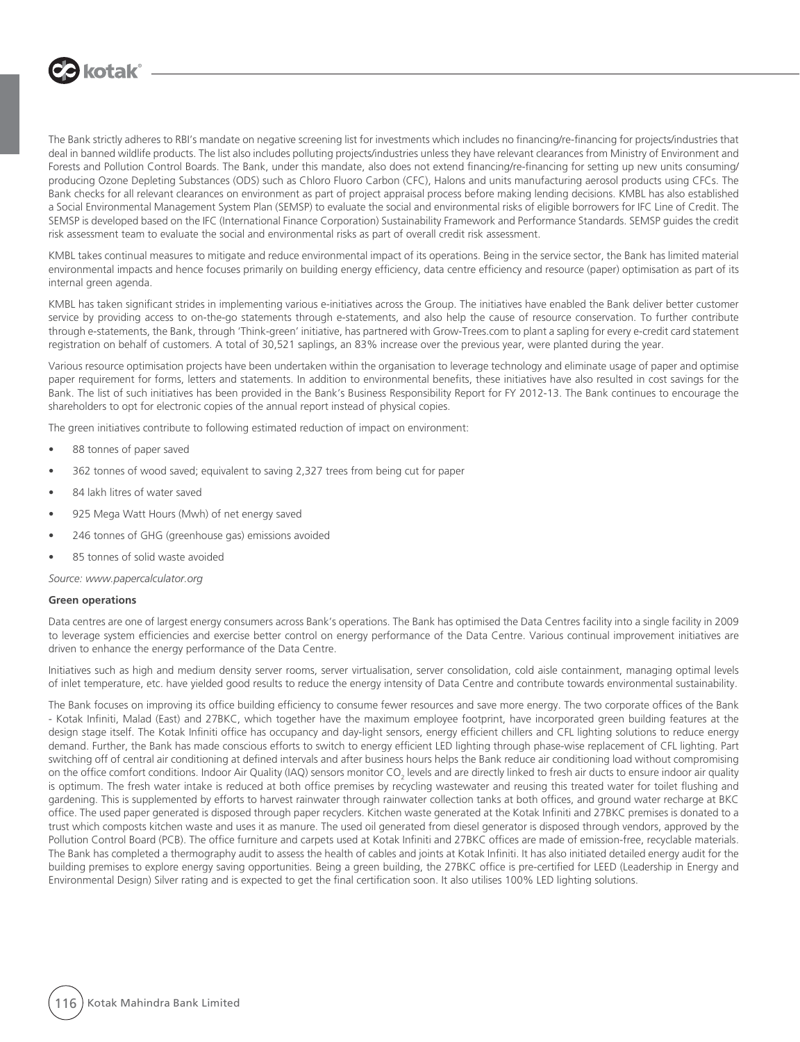The Bank strictly adheres to RBI's mandate on negative screening list for investments which includes no financing/re-financing for projects/industries that deal in banned wildlife products. The list also includes polluting projects/industries unless they have relevant clearances from Ministry of Environment and Forests and Pollution Control Boards. The Bank, under this mandate, also does not extend financing/re-financing for setting up new units consuming/producing Ozone Depleting Substances (ODS) such as Chloro Fluoro Carbon (CFC), Halons and units manufacturing aerosol products using CFCs. The Bank checks for all relevant clearances on environment as part of project appraisal process before making lending decisions. KMBL has also established a Social Environmental Management System Plan (SEMSP) to evaluate the social and environmental risks of eligible borrowers for IFC Line of Credit. The SEMSP is developed based on the IFC (International Finance Corporation) Sustainability Framework and Performance Standards. SEMSP guides the credit risk assessment team to evaluate the social and environmental risks as part of overall credit risk assessment.

KMBL takes continual measures to mitigate and reduce environmental impact of its operations. Being in the service sector, the Bank has limited material environmental impacts and hence focuses primarily on building energy efficiency, data centre efficiency and resource (paper) optimisation as part of its internal green agenda.

KMBL has taken significant strides in implementing various e-initiatives across the Group. The initiatives have enabled the Bank deliver better customer service by providing access to on-the-go statements through e-statements, and also help the cause of resource conservation. To further contribute through e-statements, the Bank, through 'Think-green' initiative, has partnered with Grow-Trees.com to plant a sapling for every e-credit card statement registration on behalf of customers. A total of 30,521 saplings, an 83% increase over the previous year, were planted during the year.

Various resource optimisation projects have been undertaken within the organisation to leverage technology and eliminate usage of paper and optimise paper requirement for forms, letters and statements. In addition to environmental benefits, these initiatives have also resulted in cost savings for the Bank. The list of such initiatives has been provided in the Bank's Business Responsibility Report for FY 2012-13. The Bank continues to encourage the shareholders to opt for electronic copies of the annual report instead of physical copies.

The green initiatives contribute to following estimated reduction of impact on environment:

- 88 tonnes of paper saved
- 362 tonnes of wood saved; equivalent to saving 2,327 trees from being cut for paper
- 84 lakh litres of water saved
- 925 Mega Watt Hours (Mwh) of net energy saved
- 246 tonnes of GHG (greenhouse gas) emissions avoided
- 85 tonnes of solid waste avoided

*Source: www.papercalculator.org*

**Green operations**

Data centres are one of largest energy consumers across Bank's operations. The Bank has optimised the Data Centres facility into a single facility in 2009 to leverage system efficiencies and exercise better control on energy performance of the Data Centre. Various continual improvement initiatives are driven to enhance the energy performance of the Data Centre.

Initiatives such as high and medium density server rooms, server virtualisation, server consolidation, cold aisle containment, managing optimal levels of inlet temperature, etc. have yielded good results to reduce the energy intensity of Data Centre and contribute towards environmental sustainability.

The Bank focuses on improving its office building efficiency to consume fewer resources and save more energy. The two corporate offices of the Bank - Kotak Infiniti, Malad (East) and 27BKC, which together have the maximum employee footprint, have incorporated green building features at the design stage itself. The Kotak Infiniti office has occupancy and day-light sensors, energy efficient chillers and CFL lighting solutions to reduce energy demand. Further, the Bank has made conscious efforts to switch to energy efficient LED lighting through phase-wise replacement of CFL lighting. Part switching off of central air conditioning at defined intervals and after business hours helps the Bank reduce air conditioning load without compromising on the office comfort conditions. Indoor Air Quality (IAQ) sensors monitor $CO_2$ levels and are directly linked to fresh air ducts to ensure indoor air quality is optimum. The fresh water intake is reduced at both office premises by recycling wastewater and reusing this treated water for toilet flushing and gardening. This is supplemented by efforts to harvest rainwater through rainwater collection tanks at both offices, and ground water recharge at BKC office. The used paper generated is disposed through paper recyclers. Kitchen waste generated at the Kotak Infiniti and 27BKC premises is donated to a trust which composts kitchen waste and uses it as manure. The used oil generated from diesel generator is disposed through vendors, approved by the Pollution Control Board (PCB). The office furniture and carpets used at Kotak Infiniti and 27BKC offices are made of emission-free, recyclable materials. The Bank has completed a thermography audit to assess the health of cables and joints at Kotak Infiniti. It has also initiated detailed energy audit for the building premises to explore energy saving opportunities. Being a green building, the 27BKC office is pre-certified for LEED (Leadership in Energy and Environmental Design) Silver rating and is expected to get the final certification soon. It also utilises 100% LED lighting solutions.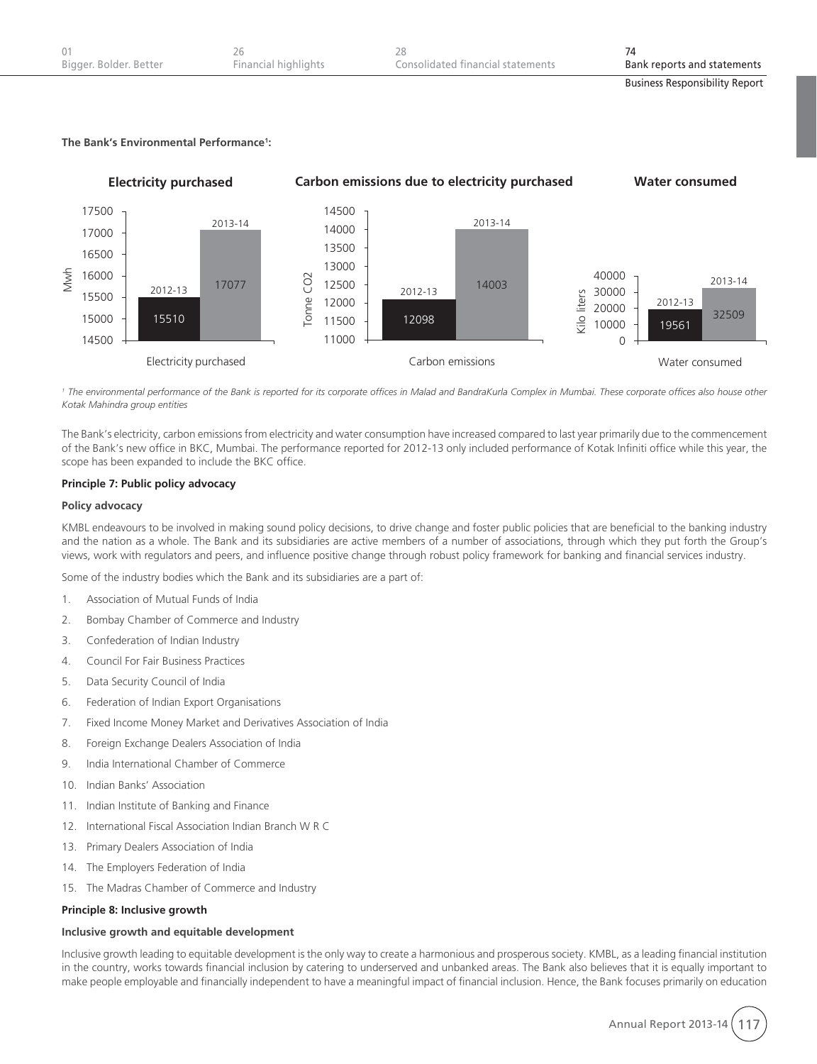**The Bank's Environmental Performance[1]:**

| | 2012-13 | 2013-14 |
|---|---|---|
| Electricity purchased (Mwh) | 15510 | 17077 |
| Carbon emissions due to electricity purchased (Tonne $CO_2$) | 12098 | 14003 |
| Water consumed (Kilo liters) | 19561 | 32509 |

*[1] The environmental performance of the Bank is reported for its corporate offices in Malad and BandraKurla Complex in Mumbai. These corporate offices also house other Kotak Mahindra group entities*

The Bank's electricity, carbon emissions from electricity and water consumption have increased compared to last year primarily due to the commencement of the Bank's new office in BKC, Mumbai. The performance reported for 2012-13 only included performance of Kotak Infiniti office while this year, the scope has been expanded to include the BKC office.

**Principle 7: Public policy advocacy**

**Policy advocacy**

KMBL endeavours to be involved in making sound policy decisions, to drive change and foster public policies that are beneficial to the banking industry and the nation as a whole. The Bank and its subsidiaries are active members of a number of associations, through which they put forth the Group's views, work with regulators and peers, and influence positive change through robust policy framework for banking and financial services industry.

Some of the industry bodies which the Bank and its subsidiaries are a part of:

1. Association of Mutual Funds of India
2. Bombay Chamber of Commerce and Industry
3. Confederation of Indian Industry
4. Council For Fair Business Practices
5. Data Security Council of India
6. Federation of Indian Export Organisations
7. Fixed Income Money Market and Derivatives Association of India
8. Foreign Exchange Dealers Association of India
9. India International Chamber of Commerce
10. Indian Banks' Association
11. Indian Institute of Banking and Finance
12. International Fiscal Association Indian Branch W R C
13. Primary Dealers Association of India
14. The Employers Federation of India
15. The Madras Chamber of Commerce and Industry

**Principle 8: Inclusive growth**

**Inclusive growth and equitable development**

Inclusive growth leading to equitable development is the only way to create a harmonious and prosperous society. KMBL, as a leading financial institution in the country, works towards financial inclusion by catering to underserved and unbanked areas. The Bank also believes that it is equally important to make people employable and financially independent to have a meaningful impact of financial inclusion. Hence, the Bank focuses primarily on education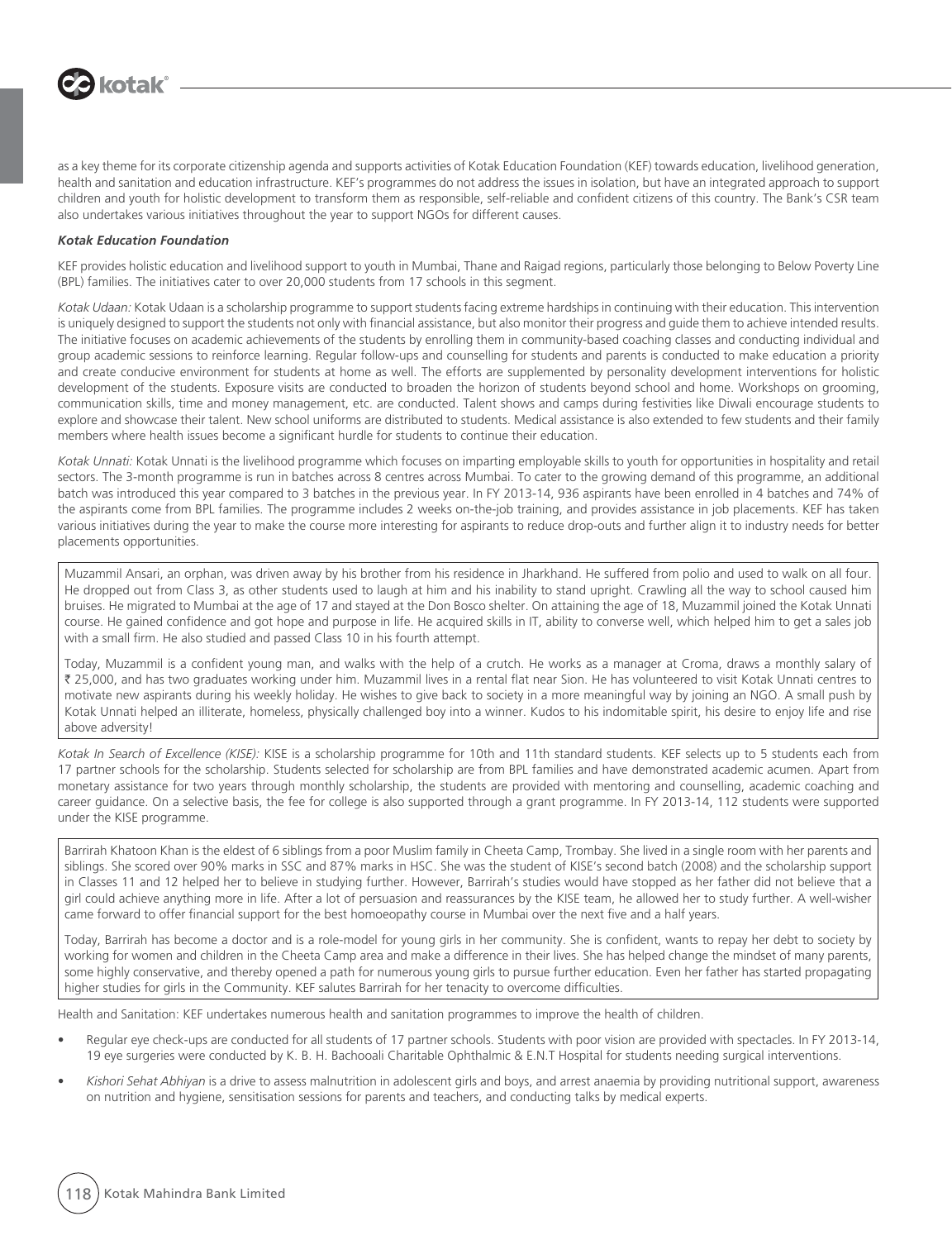as a key theme for its corporate citizenship agenda and supports activities of Kotak Education Foundation (KEF) towards education, livelihood generation, health and sanitation and education infrastructure. KEF's programmes do not address the issues in isolation, but have an integrated approach to support children and youth for holistic development to transform them as responsible, self-reliable and confident citizens of this country. The Bank's CSR team also undertakes various initiatives throughout the year to support NGOs for different causes.

***Kotak Education Foundation***

KEF provides holistic education and livelihood support to youth in Mumbai, Thane and Raigad regions, particularly those belonging to Below Poverty Line (BPL) families. The initiatives cater to over 20,000 students from 17 schools in this segment.

*Kotak Udaan:* Kotak Udaan is a scholarship programme to support students facing extreme hardships in continuing with their education. This intervention is uniquely designed to support the students not only with financial assistance, but also monitor their progress and guide them to achieve intended results. The initiative focuses on academic achievements of the students by enrolling them in community-based coaching classes and conducting individual and group academic sessions to reinforce learning. Regular follow-ups and counselling for students and parents is conducted to make education a priority and create conducive environment for students at home as well. The efforts are supplemented by personality development interventions for holistic development of the students. Exposure visits are conducted to broaden the horizon of students beyond school and home. Workshops on grooming, communication skills, time and money management, etc. are conducted. Talent shows and camps during festivities like Diwali encourage students to explore and showcase their talent. New school uniforms are distributed to students. Medical assistance is also extended to few students and their family members where health issues become a significant hurdle for students to continue their education.

*Kotak Unnati:* Kotak Unnati is the livelihood programme which focuses on imparting employable skills to youth for opportunities in hospitality and retail sectors. The 3-month programme is run in batches across 8 centres across Mumbai. To cater to the growing demand of this programme, an additional batch was introduced this year compared to 3 batches in the previous year. In FY 2013-14, 936 aspirants have been enrolled in 4 batches and 74% of the aspirants come from BPL families. The programme includes 2 weeks on-the-job training, and provides assistance in job placements. KEF has taken various initiatives during the year to make the course more interesting for aspirants to reduce drop-outs and further align it to industry needs for better placements opportunities.

Muzammil Ansari, an orphan, was driven away by his brother from his residence in Jharkhand. He suffered from polio and used to walk on all four. He dropped out from Class 3, as other students used to laugh at him and his inability to stand upright. Crawling all the way to school caused him bruises. He migrated to Mumbai at the age of 17 and stayed at the Don Bosco shelter. On attaining the age of 18, Muzammil joined the Kotak Unnati course. He gained confidence and got hope and purpose in life. He acquired skills in IT, ability to converse well, which helped him to get a sales job with a small firm. He also studied and passed Class 10 in his fourth attempt.

Today, Muzammil is a confident young man, and walks with the help of a crutch. He works as a manager at Croma, draws a monthly salary of ₹ 25,000, and has two graduates working under him. Muzammil lives in a rental flat near Sion. He has volunteered to visit Kotak Unnati centres to motivate new aspirants during his weekly holiday. He wishes to give back to society in a more meaningful way by joining an NGO. A small push by Kotak Unnati helped an illiterate, homeless, physically challenged boy into a winner. Kudos to his indomitable spirit, his desire to enjoy life and rise above adversity!

*Kotak In Search of Excellence (KISE):* KISE is a scholarship programme for 10th and 11th standard students. KEF selects up to 5 students each from 17 partner schools for the scholarship. Students selected for scholarship are from BPL families and have demonstrated academic acumen. Apart from monetary assistance for two years through monthly scholarship, the students are provided with mentoring and counselling, academic coaching and career guidance. On a selective basis, the fee for college is also supported through a grant programme. In FY 2013-14, 112 students were supported under the KISE programme.

Barrirah Khatoon Khan is the eldest of 6 siblings from a poor Muslim family in Cheeta Camp, Trombay. She lived in a single room with her parents and siblings. She scored over 90% marks in SSC and 87% marks in HSC. She was the student of KISE's second batch (2008) and the scholarship support in Classes 11 and 12 helped her to believe in studying further. However, Barrirah's studies would have stopped as her father did not believe that a girl could achieve anything more in life. After a lot of persuasion and reassurances by the KISE team, he allowed her to study further. A well-wisher came forward to offer financial support for the best homoeopathy course in Mumbai over the next five and a half years.

Today, Barrirah has become a doctor and is a role-model for young girls in her community. She is confident, wants to repay her debt to society by working for women and children in the Cheeta Camp area and make a difference in their lives. She has helped change the mindset of many parents, some highly conservative, and thereby opened a path for numerous young girls to pursue further education. Even her father has started propagating higher studies for girls in the Community. KEF salutes Barrirah for her tenacity to overcome difficulties.

Health and Sanitation: KEF undertakes numerous health and sanitation programmes to improve the health of children.

- Regular eye check-ups are conducted for all students of 17 partner schools. Students with poor vision are provided with spectacles. In FY 2013-14, 19 eye surgeries were conducted by K. B. H. Bachooali Charitable Ophthalmic & E.N.T Hospital for students needing surgical interventions.
- *Kishori Sehat Abhiyan* is a drive to assess malnutrition in adolescent girls and boys, and arrest anaemia by providing nutritional support, awareness on nutrition and hygiene, sensitisation sessions for parents and teachers, and conducting talks by medical experts.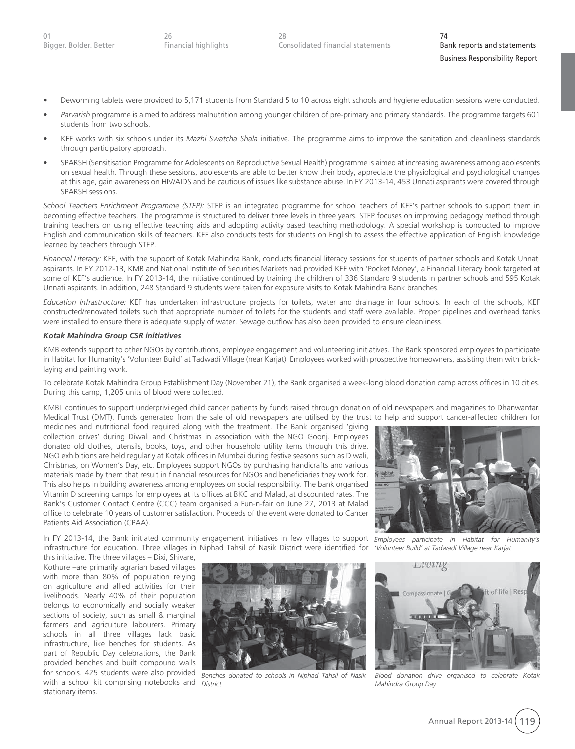- Deworming tablets were provided to 5,171 students from Standard 5 to 10 across eight schools and hygiene education sessions were conducted.
- *Parvarish* programme is aimed to address malnutrition among younger children of pre-primary and primary standards. The programme targets 601 students from two schools.
- KEF works with six schools under its *Mazhi Swatcha Shala* initiative. The programme aims to improve the sanitation and cleanliness standards through participatory approach.
- SPARSH (Sensitisation Programme for Adolescents on Reproductive Sexual Health) programme is aimed at increasing awareness among adolescents on sexual health. Through these sessions, adolescents are able to better know their body, appreciate the physiological and psychological changes at this age, gain awareness on HIV/AIDS and be cautious of issues like substance abuse. In FY 2013-14, 453 Unnati aspirants were covered through SPARSH sessions.

*School Teachers Enrichment Programme (STEP):* STEP is an integrated programme for school teachers of KEF's partner schools to support them in becoming effective teachers. The programme is structured to deliver three levels in three years. STEP focuses on improving pedagogy method through training teachers on using effective teaching aids and adopting activity based teaching methodology. A special workshop is conducted to improve English and communication skills of teachers. KEF also conducts tests for students on English to assess the effective application of English knowledge learned by teachers through STEP.

*Financial Literacy:* KEF, with the support of Kotak Mahindra Bank, conducts financial literacy sessions for students of partner schools and Kotak Unnati aspirants. In FY 2012-13, KMB and National Institute of Securities Markets had provided KEF with 'Pocket Money', a Financial Literacy book targeted at some of KEF's audience. In FY 2013-14, the initiative continued by training the children of 336 Standard 9 students in partner schools and 595 Kotak Unnati aspirants. In addition, 248 Standard 9 students were taken for exposure visits to Kotak Mahindra Bank branches.

*Education Infrastructure:* KEF has undertaken infrastructure projects for toilets, water and drainage in four schools. In each of the schools, KEF constructed/renovated toilets such that appropriate number of toilets for the students and staff were available. Proper pipelines and overhead tanks were installed to ensure there is adequate supply of water. Sewage outflow has also been provided to ensure cleanliness.

***Kotak Mahindra Group CSR initiatives***

KMB extends support to other NGOs by contributions, employee engagement and volunteering initiatives. The Bank sponsored employees to participate in Habitat for Humanity's 'Volunteer Build' at Tadwadi Village (near Karjat). Employees worked with prospective homeowners, assisting them with brick-laying and painting work.

To celebrate Kotak Mahindra Group Establishment Day (November 21), the Bank organised a week-long blood donation camp across offices in 10 cities. During this camp, 1,205 units of blood were collected.

KMBL continues to support underprivileged child cancer patients by funds raised through donation of old newspapers and magazines to Dhanwantari Medical Trust (DMT). Funds generated from the sale of old newspapers are utilised by the trust to help and support cancer-affected children for medicines and nutritional food required along with the treatment. The Bank organised 'giving collection drives' during Diwali and Christmas in association with the NGO Goonj. Employees donated old clothes, utensils, books, toys, and other household utility items through this drive. NGO exhibitions are held regularly at Kotak offices in Mumbai during festive seasons such as Diwali, Christmas, on Women's Day, etc. Employees support NGOs by purchasing handicrafts and various materials made by them that result in financial resources for NGOs and beneficiaries they work for. This also helps in building awareness among employees on social responsibility. The bank organised Vitamin D screening camps for employees at its offices at BKC and Malad, at discounted rates. The Bank's Customer Contact Centre (CCC) team organised a Fun-n-fair on June 27, 2013 at Malad office to celebrate 10 years of customer satisfaction. Proceeds of the event were donated to Cancer Patients Aid Association (CPAA).

*Employees participate in Habitat for Humanity's 'Volunteer Build' at Tadwadi Village near Karjat*

In FY 2013-14, the Bank initiated community engagement initiatives in few villages to support infrastructure for education. Three villages in Niphad Tahsil of Nasik District were identified for this initiative. The three villages – Dixi, Shivare, Kothure –are primarily agrarian based villages with more than 80% of population relying on agriculture and allied activities for their livelihoods. Nearly 40% of their population belongs to economically and socially weaker sections of society, such as small & marginal farmers and agriculture labourers. Primary schools in all three villages lack basic infrastructure, like benches for students. As part of Republic Day celebrations, the Bank provided benches and built compound walls for schools. 425 students were also provided with a school kit comprising notebooks and stationary items.

*Benches donated to schools in Niphad Tahsil of Nasik District*

*Blood donation drive organised to celebrate Kotak Mahindra Group Day*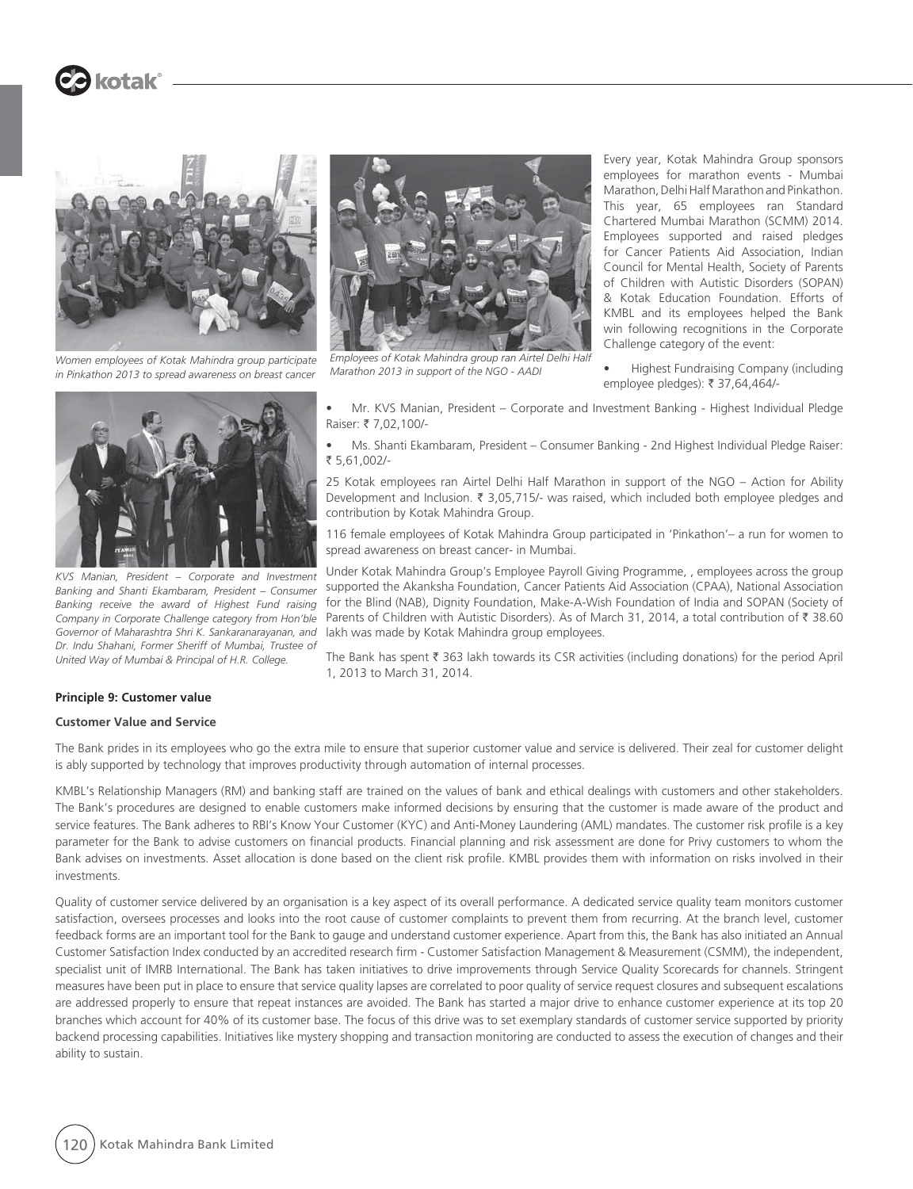Women employees of Kotak Mahindra group participate in Pinkathon 2013 to spread awareness on breast cancer

Employees of Kotak Mahindra group ran Airtel Delhi Half Marathon 2013 in support of the NGO - AADI

Every year, Kotak Mahindra Group sponsors employees for marathon events - Mumbai Marathon, Delhi Half Marathon and Pinkathon. This year, 65 employees ran Standard Chartered Mumbai Marathon (SCMM) 2014. Employees supported and raised pledges for Cancer Patients Aid Association, Indian Council for Mental Health, Society of Parents of Children with Autistic Disorders (SOPAN) & Kotak Education Foundation. Efforts of KMBL and its employees helped the Bank win following recognitions in the Corporate Challenge category of the event:

- Highest Fundraising Company (including employee pledges): ₹ 37,64,464/-
- Mr. KVS Manian, President – Corporate and Investment Banking - Highest Individual Pledge Raiser: ₹ 7,02,100/-
- Ms. Shanti Ekambaram, President – Consumer Banking - 2nd Highest Individual Pledge Raiser: ₹ 5,61,002/-

25 Kotak employees ran Airtel Delhi Half Marathon in support of the NGO – Action for Ability Development and Inclusion. ₹ 3,05,715/- was raised, which included both employee pledges and contribution by Kotak Mahindra Group.

116 female employees of Kotak Mahindra Group participated in 'Pinkathon'– a run for women to spread awareness on breast cancer- in Mumbai.

KVS Manian, President – Corporate and Investment Banking and Shanti Ekambaram, President – Consumer Banking receive the award of Highest Fund raising Company in Corporate Challenge category from Hon'ble Governor of Maharashtra Shri K. Sankaranarayanan, and Dr. Indu Shahani, Former Sheriff of Mumbai, Trustee of United Way of Mumbai & Principal of H.R. College.

Under Kotak Mahindra Group's Employee Payroll Giving Programme, , employees across the group supported the Akanksha Foundation, Cancer Patients Aid Association (CPAA), National Association for the Blind (NAB), Dignity Foundation, Make-A-Wish Foundation of India and SOPAN (Society of Parents of Children with Autistic Disorders). As of March 31, 2014, a total contribution of ₹ 38.60 lakh was made by Kotak Mahindra group employees.

The Bank has spent ₹ 363 lakh towards its CSR activities (including donations) for the period April 1, 2013 to March 31, 2014.

**Principle 9: Customer value**

**Customer Value and Service**

The Bank prides in its employees who go the extra mile to ensure that superior customer value and service is delivered. Their zeal for customer delight is ably supported by technology that improves productivity through automation of internal processes.

KMBL's Relationship Managers (RM) and banking staff are trained on the values of bank and ethical dealings with customers and other stakeholders. The Bank's procedures are designed to enable customers make informed decisions by ensuring that the customer is made aware of the product and service features. The Bank adheres to RBI's Know Your Customer (KYC) and Anti-Money Laundering (AML) mandates. The customer risk profile is a key parameter for the Bank to advise customers on financial products. Financial planning and risk assessment are done for Privy customers to whom the Bank advises on investments. Asset allocation is done based on the client risk profile. KMBL provides them with information on risks involved in their investments.

Quality of customer service delivered by an organisation is a key aspect of its overall performance. A dedicated service quality team monitors customer satisfaction, oversees processes and looks into the root cause of customer complaints to prevent them from recurring. At the branch level, customer feedback forms are an important tool for the Bank to gauge and understand customer experience. Apart from this, the Bank has also initiated an Annual Customer Satisfaction Index conducted by an accredited research firm - Customer Satisfaction Management & Measurement (CSMM), the independent, specialist unit of IMRB International. The Bank has taken initiatives to drive improvements through Service Quality Scorecards for channels. Stringent measures have been put in place to ensure that service quality lapses are correlated to poor quality of service request closures and subsequent escalations are addressed properly to ensure that repeat instances are avoided. The Bank has started a major drive to enhance customer experience at its top 20 branches which account for 40% of its customer base. The focus of this drive was to set exemplary standards of customer service supported by priority backend processing capabilities. Initiatives like mystery shopping and transaction monitoring are conducted to assess the execution of changes and their ability to sustain.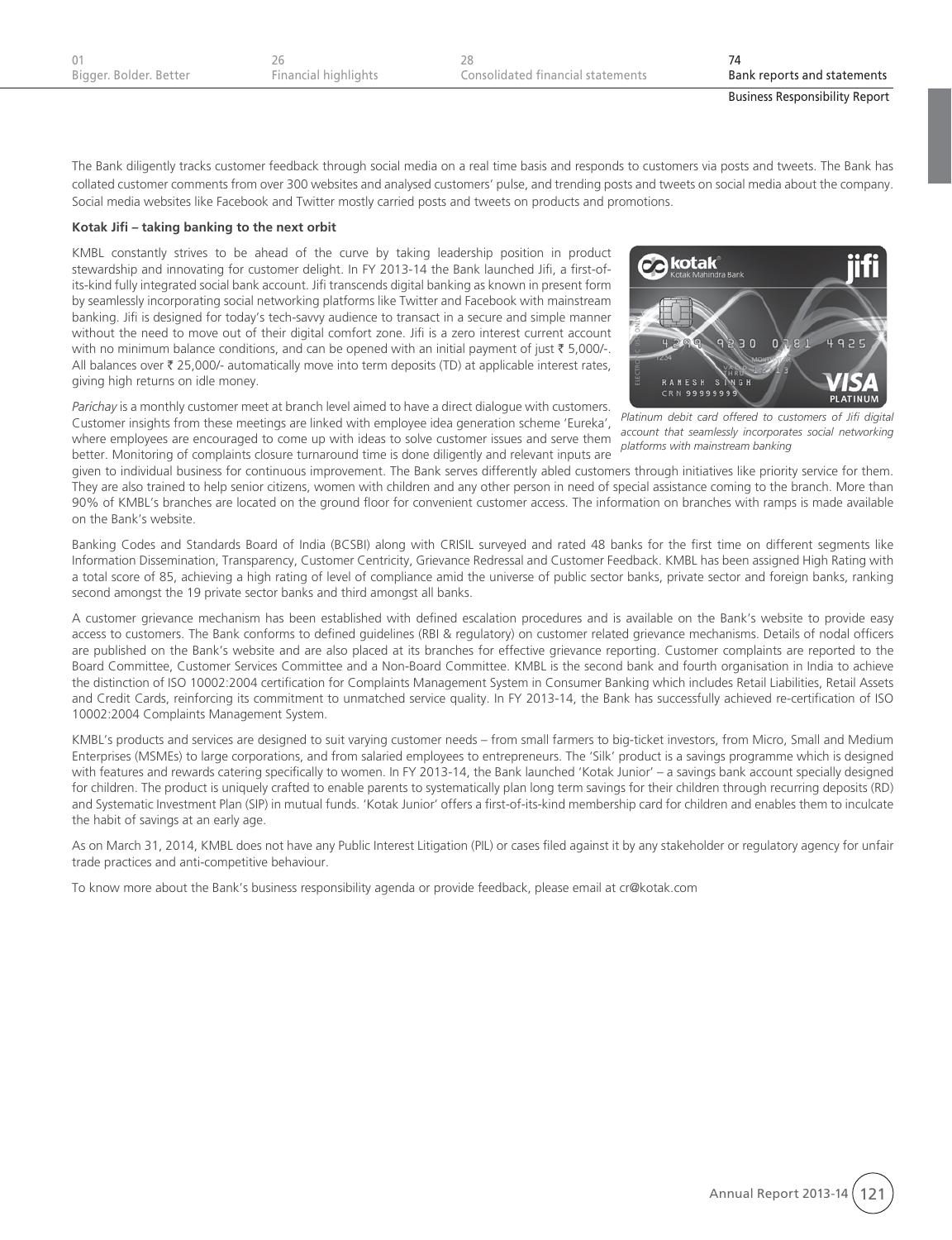The Bank diligently tracks customer feedback through social media on a real time basis and responds to customers via posts and tweets. The Bank has collated customer comments from over 300 websites and analysed customers' pulse, and trending posts and tweets on social media about the company. Social media websites like Facebook and Twitter mostly carried posts and tweets on products and promotions.

**Kotak Jifi – taking banking to the next orbit**

KMBL constantly strives to be ahead of the curve by taking leadership position in product stewardship and innovating for customer delight. In FY 2013-14 the Bank launched Jifi, a first-of-its-kind fully integrated social bank account. Jifi transcends digital banking as known in present form by seamlessly incorporating social networking platforms like Twitter and Facebook with mainstream banking. Jifi is designed for today's tech-savvy audience to transact in a secure and simple manner without the need to move out of their digital comfort zone. Jifi is a zero interest current account with no minimum balance conditions, and can be opened with an initial payment of just ₹ 5,000/-. All balances over ₹ 25,000/- automatically move into term deposits (TD) at applicable interest rates, giving high returns on idle money.

*Platinum debit card offered to customers of Jifi digital account that seamlessly incorporates social networking platforms with mainstream banking*

*Parichay* is a monthly customer meet at branch level aimed to have a direct dialogue with customers. Customer insights from these meetings are linked with employee idea generation scheme 'Eureka', where employees are encouraged to come up with ideas to solve customer issues and serve them better. Monitoring of complaints closure turnaround time is done diligently and relevant inputs are given to individual business for continuous improvement. The Bank serves differently abled customers through initiatives like priority service for them. They are also trained to help senior citizens, women with children and any other person in need of special assistance coming to the branch. More than 90% of KMBL's branches are located on the ground floor for convenient customer access. The information on branches with ramps is made available on the Bank's website.

Banking Codes and Standards Board of India (BCSBI) along with CRISIL surveyed and rated 48 banks for the first time on different segments like Information Dissemination, Transparency, Customer Centricity, Grievance Redressal and Customer Feedback. KMBL has been assigned High Rating with a total score of 85, achieving a high rating of level of compliance amid the universe of public sector banks, private sector and foreign banks, ranking second amongst the 19 private sector banks and third amongst all banks.

A customer grievance mechanism has been established with defined escalation procedures and is available on the Bank's website to provide easy access to customers. The Bank conforms to defined guidelines (RBI & regulatory) on customer related grievance mechanisms. Details of nodal officers are published on the Bank's website and are also placed at its branches for effective grievance reporting. Customer complaints are reported to the Board Committee, Customer Services Committee and a Non-Board Committee. KMBL is the second bank and fourth organisation in India to achieve the distinction of ISO 10002:2004 certification for Complaints Management System in Consumer Banking which includes Retail Liabilities, Retail Assets and Credit Cards, reinforcing its commitment to unmatched service quality. In FY 2013-14, the Bank has successfully achieved re-certification of ISO 10002:2004 Complaints Management System.

KMBL's products and services are designed to suit varying customer needs – from small farmers to big-ticket investors, from Micro, Small and Medium Enterprises (MSMEs) to large corporations, and from salaried employees to entrepreneurs. The 'Silk' product is a savings programme which is designed with features and rewards catering specifically to women. In FY 2013-14, the Bank launched 'Kotak Junior' – a savings bank account specially designed for children. The product is uniquely crafted to enable parents to systematically plan long term savings for their children through recurring deposits (RD) and Systematic Investment Plan (SIP) in mutual funds. 'Kotak Junior' offers a first-of-its-kind membership card for children and enables them to inculcate the habit of savings at an early age.

As on March 31, 2014, KMBL does not have any Public Interest Litigation (PIL) or cases filed against it by any stakeholder or regulatory agency for unfair trade practices and anti-competitive behaviour.

To know more about the Bank's business responsibility agenda or provide feedback, please email at cr@kotak.com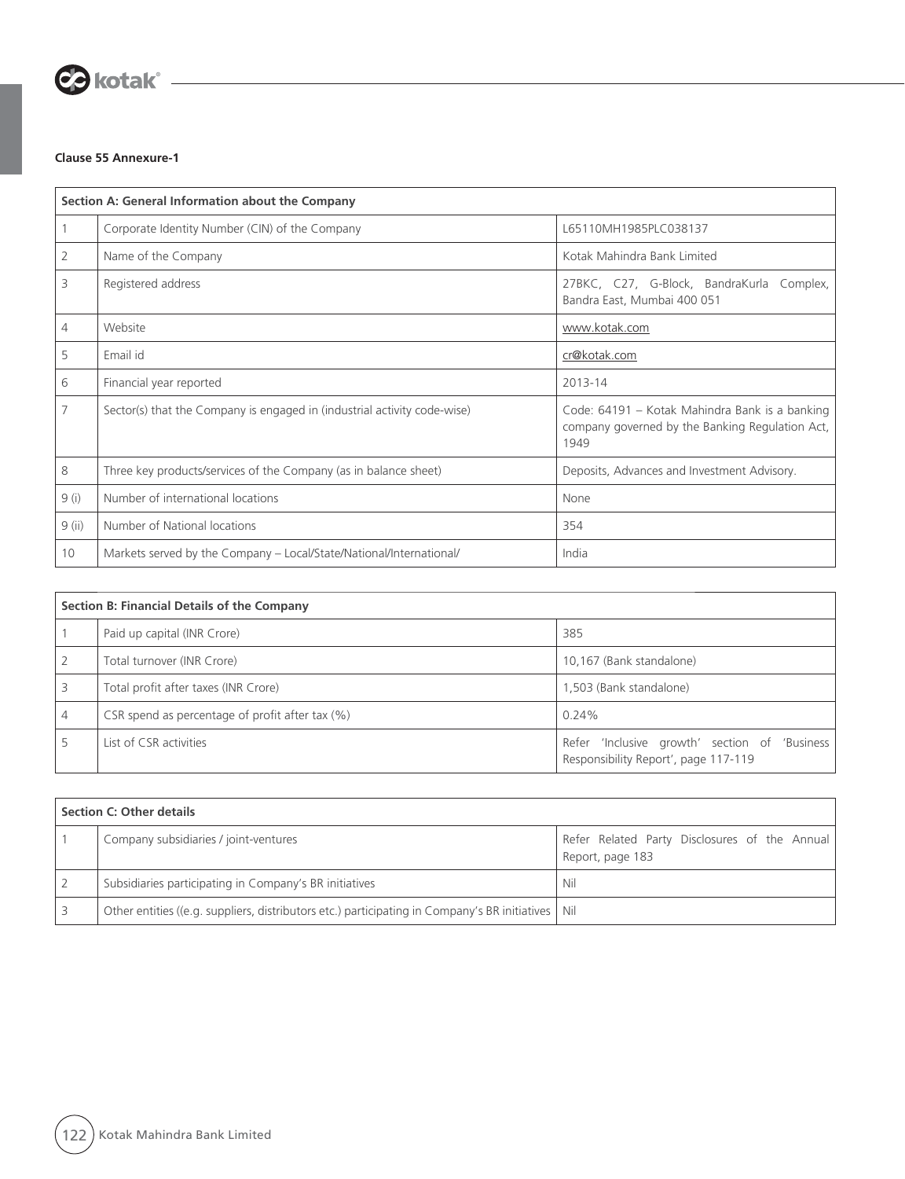**Clause 55 Annexure-1**

| Section A: General Information about the Company | | |
|---|---|---|
| 1 | Corporate Identity Number (CIN) of the Company | L65110MH1985PLC038137 |
| 2 | Name of the Company | Kotak Mahindra Bank Limited |
| 3 | Registered address | 27BKC, C27, G-Block, BandraKurla Complex, Bandra East, Mumbai 400 051 |
| 4 | Website | www.kotak.com |
| 5 | Email id | cr@kotak.com |
| 6 | Financial year reported | 2013-14 |
| 7 | Sector(s) that the Company is engaged in (industrial activity code-wise) | Code: 64191 – Kotak Mahindra Bank is a banking company governed by the Banking Regulation Act, 1949 |
| 8 | Three key products/services of the Company (as in balance sheet) | Deposits, Advances and Investment Advisory. |
| 9 (i) | Number of international locations | None |
| 9 (ii) | Number of National locations | 354 |
| 10 | Markets served by the Company – Local/State/National/International/ | India |

| Section B: Financial Details of the Company | | |
|---|---|---|
| 1 | Paid up capital (INR Crore) | 385 |
| 2 | Total turnover (INR Crore) | 10,167 (Bank standalone) |
| 3 | Total profit after taxes (INR Crore) | 1,503 (Bank standalone) |
| 4 | CSR spend as percentage of profit after tax (%) | 0.24% |
| 5 | List of CSR activities | Refer 'Inclusive growth' section of 'Business Responsibility Report', page 117-119 |

| Section C: Other details | | |
|---|---|---|
| 1 | Company subsidiaries / joint-ventures | Refer Related Party Disclosures of the Annual Report, page 183 |
| 2 | Subsidiaries participating in Company's BR initiatives | Nil |
| 3 | Other entities ((e.g. suppliers, distributors etc.) participating in Company's BR initiatives | Nil |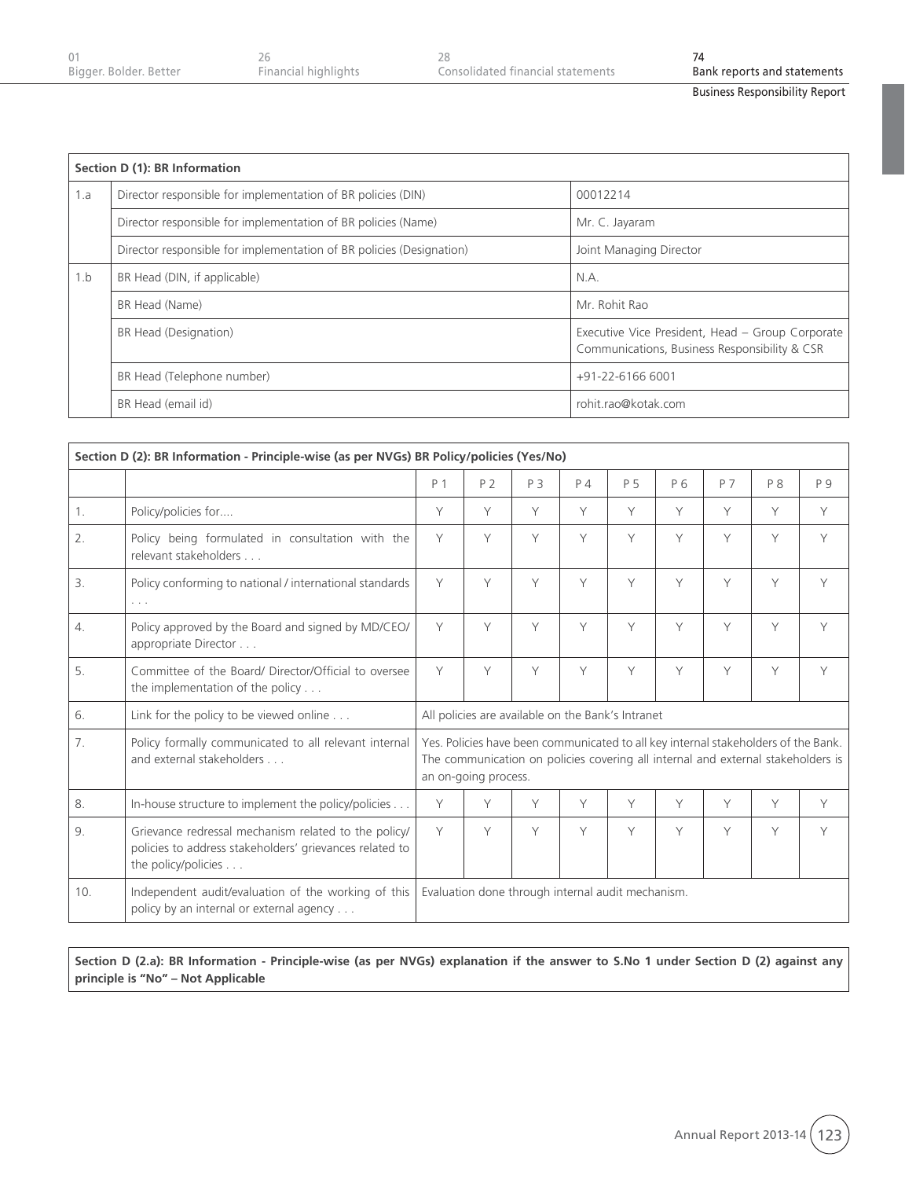| Section D (1): BR Information | | |
|---|---|---|
| 1.a | Director responsible for implementation of BR policies (DIN) | 00012214 |
| | Director responsible for implementation of BR policies (Name) | Mr. C. Jayaram |
| | Director responsible for implementation of BR policies (Designation) | Joint Managing Director |
| 1.b | BR Head (DIN, if applicable) | N.A. |
| | BR Head (Name) | Mr. Rohit Rao |
| | BR Head (Designation) | Executive Vice President, Head – Group Corporate Communications, Business Responsibility & CSR |
| | BR Head (Telephone number) | +91-22-6166 6001 |
| | BR Head (email id) | rohit.rao@kotak.com |

| Section D (2): BR Information - Principle-wise (as per NVGs) BR Policy/policies (Yes/No) | | | | | | | | | | |
|---|---|---|---|---|---|---|---|---|---|---|
| | | P 1 | P 2 | P 3 | P 4 | P 5 | P 6 | P 7 | P 8 | P 9 |
| 1. | Policy/policies for.... | Y | Y | Y | Y | Y | Y | Y | Y | Y |
| 2. | Policy being formulated in consultation with the relevant stakeholders . . . | Y | Y | Y | Y | Y | Y | Y | Y | Y |
| 3. | Policy conforming to national / international standards . . . | Y | Y | Y | Y | Y | Y | Y | Y | Y |
| 4. | Policy approved by the Board and signed by MD/CEO/ appropriate Director . . . | Y | Y | Y | Y | Y | Y | Y | Y | Y |
| 5. | Committee of the Board/ Director/Official to oversee the implementation of the policy . . . | Y | Y | Y | Y | Y | Y | Y | Y | Y |
| 6. | Link for the policy to be viewed online . . . | All policies are available on the Bank's Intranet | | | | | | | | |
| 7. | Policy formally communicated to all relevant internal and external stakeholders . . . | Yes. Policies have been communicated to all key internal stakeholders of the Bank. The communication on policies covering all internal and external stakeholders is an on-going process. | | | | | | | | |
| 8. | In-house structure to implement the policy/policies . . . | Y | Y | Y | Y | Y | Y | Y | Y | Y |
| 9. | Grievance redressal mechanism related to the policy/ policies to address stakeholders' grievances related to the policy/policies . . . | Y | Y | Y | Y | Y | Y | Y | Y | Y |
| 10. | Independent audit/evaluation of the working of this policy by an internal or external agency . . . | Evaluation done through internal audit mechanism. | | | | | | | | |

**Section D (2.a): BR Information - Principle-wise (as per NVGs) explanation if the answer to S.No 1 under Section D (2) against any principle is "No" – Not Applicable**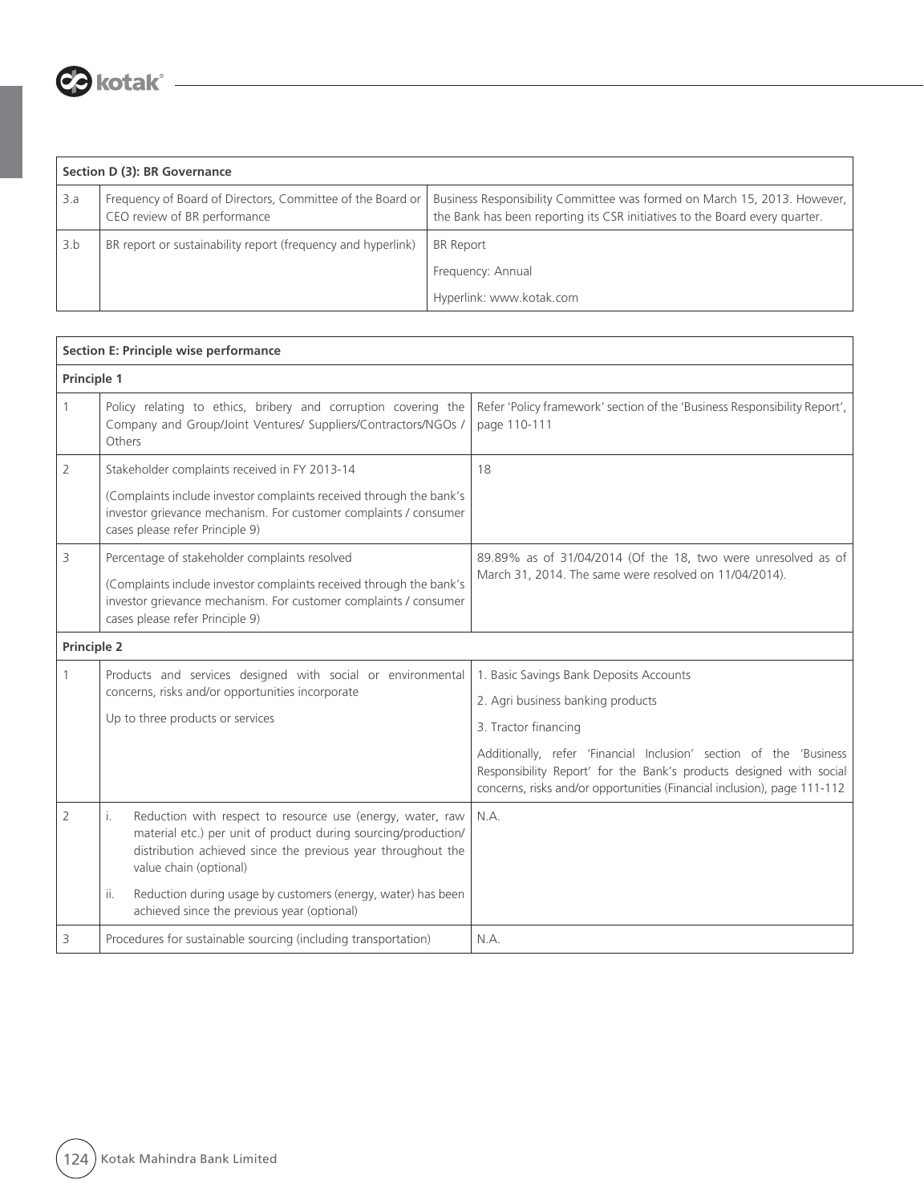| Section D (3): BR Governance | | |
|---|---|---|
| 3.a | Frequency of Board of Directors, Committee of the Board or CEO review of BR performance | Business Responsibility Committee was formed on March 15, 2013. However, the Bank has been reporting its CSR initiatives to the Board every quarter. |
| 3.b | BR report or sustainability report (frequency and hyperlink) | BR Report<br>Frequency: Annual<br>Hyperlink: www.kotak.com |

| Section E: Principle wise performance | | |
|---|---|---|
| **Principle 1** | | |
| 1 | Policy relating to ethics, bribery and corruption covering the Company and Group/Joint Ventures/ Suppliers/Contractors/NGOs / Others | Refer 'Policy framework' section of the 'Business Responsibility Report', page 110-111 |
| 2 | Stakeholder complaints received in FY 2013-14<br>(Complaints include investor complaints received through the bank's investor grievance mechanism. For customer complaints / consumer cases please refer Principle 9) | 18 |
| 3 | Percentage of stakeholder complaints resolved<br>(Complaints include investor complaints received through the bank's investor grievance mechanism. For customer complaints / consumer cases please refer Principle 9) | 89.89% as of 31/04/2014 (Of the 18, two were unresolved as of March 31, 2014. The same were resolved on 11/04/2014). |
| **Principle 2** | | |
| 1 | Products and services designed with social or environmental concerns, risks and/or opportunities incorporate<br>Up to three products or services | 1. Basic Savings Bank Deposits Accounts<br>2. Agri business banking products<br>3. Tractor financing<br>Additionally, refer 'Financial Inclusion' section of the 'Business Responsibility Report' for the Bank's products designed with social concerns, risks and/or opportunities (Financial inclusion), page 111-112 |
| 2 | i. Reduction with respect to resource use (energy, water, raw material etc.) per unit of product during sourcing/production/ distribution achieved since the previous year throughout the value chain (optional)<br>ii. Reduction during usage by customers (energy, water) has been achieved since the previous year (optional) | N.A. |
| 3 | Procedures for sustainable sourcing (including transportation) | N.A. |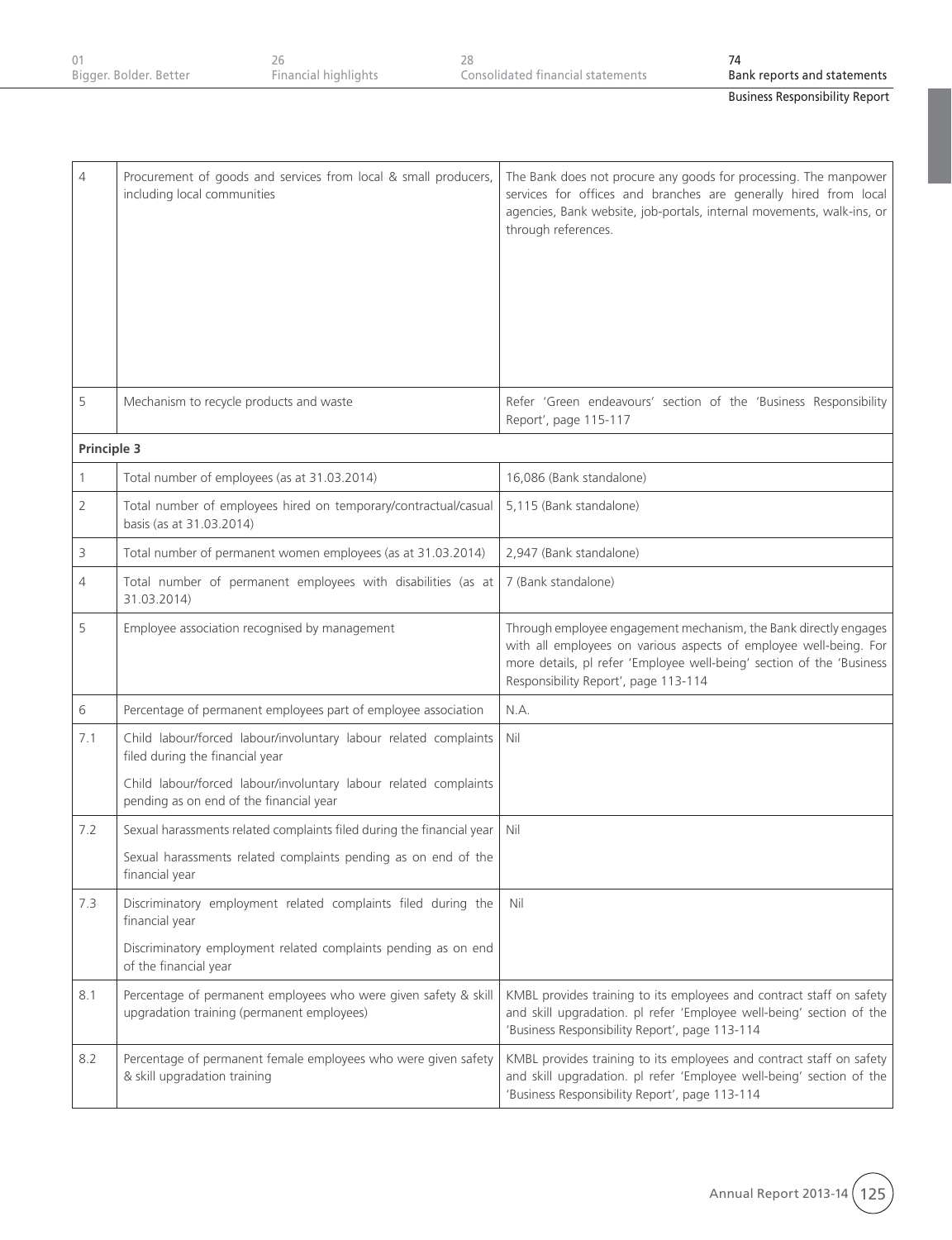| | | |
|---|---|---|
| 4 | Procurement of goods and services from local & small producers, including local communities | The Bank does not procure any goods for processing. The manpower services for offices and branches are generally hired from local agencies, Bank website, job-portals, internal movements, walk-ins, or through references. |
| 5 | Mechanism to recycle products and waste | Refer 'Green endeavours' section of the 'Business Responsibility Report', page 115-117 |
| **Principle 3** | | |
| 1 | Total number of employees (as at 31.03.2014) | 16,086 (Bank standalone) |
| 2 | Total number of employees hired on temporary/contractual/casual basis (as at 31.03.2014) | 5,115 (Bank standalone) |
| 3 | Total number of permanent women employees (as at 31.03.2014) | 2,947 (Bank standalone) |
| 4 | Total number of permanent employees with disabilities (as at 31.03.2014) | 7 (Bank standalone) |
| 5 | Employee association recognised by management | Through employee engagement mechanism, the Bank directly engages with all employees on various aspects of employee well-being. For more details, pl refer 'Employee well-being' section of the 'Business Responsibility Report', page 113-114 |
| 6 | Percentage of permanent employees part of employee association | N.A. |
| 7.1 | Child labour/forced labour/involuntary labour related complaints filed during the financial year<br><br>Child labour/forced labour/involuntary labour related complaints pending as on end of the financial year | Nil |
| 7.2 | Sexual harassments related complaints filed during the financial year<br><br>Sexual harassments related complaints pending as on end of the financial year | Nil |
| 7.3 | Discriminatory employment related complaints filed during the financial year<br><br>Discriminatory employment related complaints pending as on end of the financial year | Nil |
| 8.1 | Percentage of permanent employees who were given safety & skill upgradation training (permanent employees) | KMBL provides training to its employees and contract staff on safety and skill upgradation. pl refer 'Employee well-being' section of the 'Business Responsibility Report', page 113-114 |
| 8.2 | Percentage of permanent female employees who were given safety & skill upgradation training | KMBL provides training to its employees and contract staff on safety and skill upgradation. pl refer 'Employee well-being' section of the 'Business Responsibility Report', page 113-114 |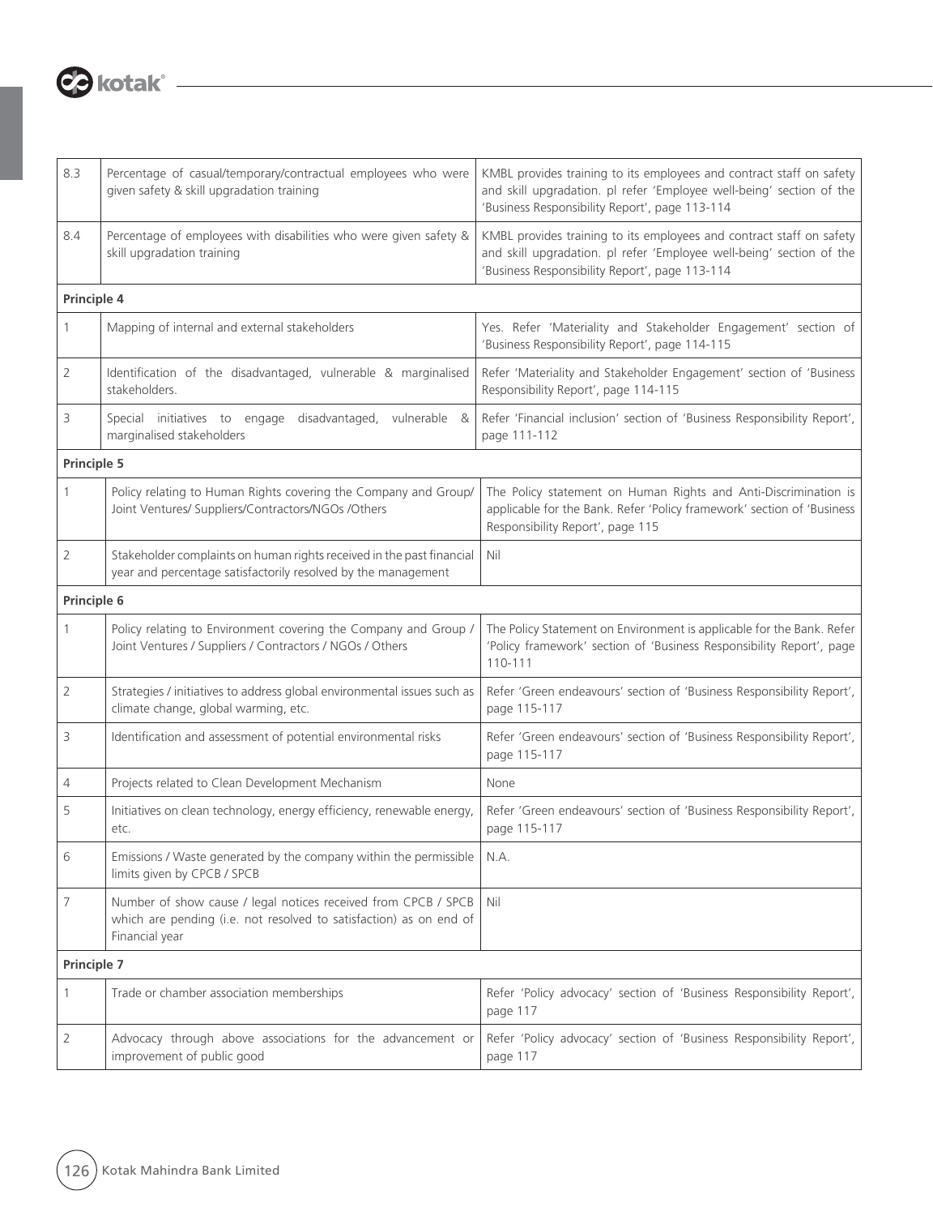| | | |
|---|---|---|
| 8.3 | Percentage of casual/temporary/contractual employees who were given safety & skill upgradation training | KMBL provides training to its employees and contract staff on safety and skill upgradation. pl refer 'Employee well-being' section of the 'Business Responsibility Report', page 113-114 |
| 8.4 | Percentage of employees with disabilities who were given safety & skill upgradation training | KMBL provides training to its employees and contract staff on safety and skill upgradation. pl refer 'Employee well-being' section of the 'Business Responsibility Report', page 113-114 |
| **Principle 4** | | |
| 1 | Mapping of internal and external stakeholders | Yes. Refer 'Materiality and Stakeholder Engagement' section of 'Business Responsibility Report', page 114-115 |
| 2 | Identification of the disadvantaged, vulnerable & marginalised stakeholders. | Refer 'Materiality and Stakeholder Engagement' section of 'Business Responsibility Report', page 114-115 |
| 3 | Special initiatives to engage disadvantaged, vulnerable & marginalised stakeholders | Refer 'Financial inclusion' section of 'Business Responsibility Report', page 111-112 |
| **Principle 5** | | |
| 1 | Policy relating to Human Rights covering the Company and Group/ Joint Ventures/ Suppliers/Contractors/NGOs /Others | The Policy statement on Human Rights and Anti-Discrimination is applicable for the Bank. Refer 'Policy framework' section of 'Business Responsibility Report', page 115 |
| 2 | Stakeholder complaints on human rights received in the past financial year and percentage satisfactorily resolved by the management | Nil |
| **Principle 6** | | |
| 1 | Policy relating to Environment covering the Company and Group / Joint Ventures / Suppliers / Contractors / NGOs / Others | The Policy Statement on Environment is applicable for the Bank. Refer 'Policy framework' section of 'Business Responsibility Report', page 110-111 |
| 2 | Strategies / initiatives to address global environmental issues such as climate change, global warming, etc. | Refer 'Green endeavours' section of 'Business Responsibility Report', page 115-117 |
| 3 | Identification and assessment of potential environmental risks | Refer 'Green endeavours' section of 'Business Responsibility Report', page 115-117 |
| 4 | Projects related to Clean Development Mechanism | None |
| 5 | Initiatives on clean technology, energy efficiency, renewable energy, etc. | Refer 'Green endeavours' section of 'Business Responsibility Report', page 115-117 |
| 6 | Emissions / Waste generated by the company within the permissible limits given by CPCB / SPCB | N.A. |
| 7 | Number of show cause / legal notices received from CPCB / SPCB which are pending (i.e. not resolved to satisfaction) as on end of Financial year | Nil |
| **Principle 7** | | |
| 1 | Trade or chamber association memberships | Refer 'Policy advocacy' section of 'Business Responsibility Report', page 117 |
| 2 | Advocacy through above associations for the advancement or improvement of public good | Refer 'Policy advocacy' section of 'Business Responsibility Report', page 117 |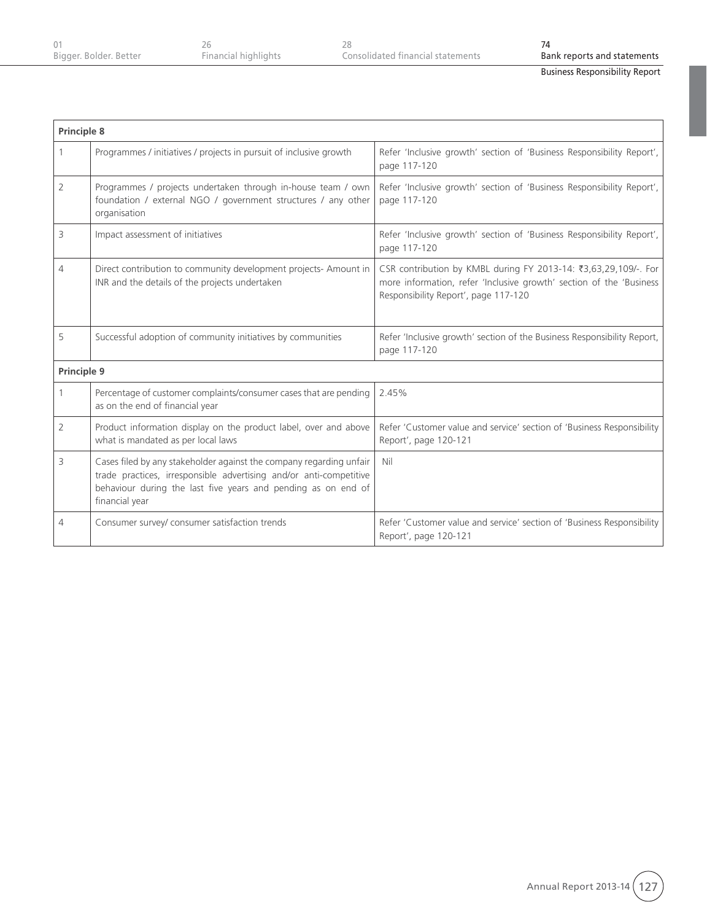| | | |
|---|---|---|
| **Principle 8** | | |
| 1 | Programmes / initiatives / projects in pursuit of inclusive growth | Refer 'Inclusive growth' section of 'Business Responsibility Report', page 117-120 |
| 2 | Programmes / projects undertaken through in-house team / own foundation / external NGO / government structures / any other organisation | Refer 'Inclusive growth' section of 'Business Responsibility Report', page 117-120 |
| 3 | Impact assessment of initiatives | Refer 'Inclusive growth' section of 'Business Responsibility Report', page 117-120 |
| 4 | Direct contribution to community development projects- Amount in INR and the details of the projects undertaken | CSR contribution by KMBL during FY 2013-14: ₹3,63,29,109/-. For more information, refer 'Inclusive growth' section of the 'Business Responsibility Report', page 117-120 |
| 5 | Successful adoption of community initiatives by communities | Refer 'Inclusive growth' section of the Business Responsibility Report, page 117-120 |
| **Principle 9** | | |
| 1 | Percentage of customer complaints/consumer cases that are pending as on the end of financial year | 2.45% |
| 2 | Product information display on the product label, over and above what is mandated as per local laws | Refer 'Customer value and service' section of 'Business Responsibility Report', page 120-121 |
| 3 | Cases filed by any stakeholder against the company regarding unfair trade practices, irresponsible advertising and/or anti-competitive behaviour during the last five years and pending as on end of financial year | Nil |
| 4 | Consumer survey/ consumer satisfaction trends | Refer 'Customer value and service' section of 'Business Responsibility Report', page 120-121 |